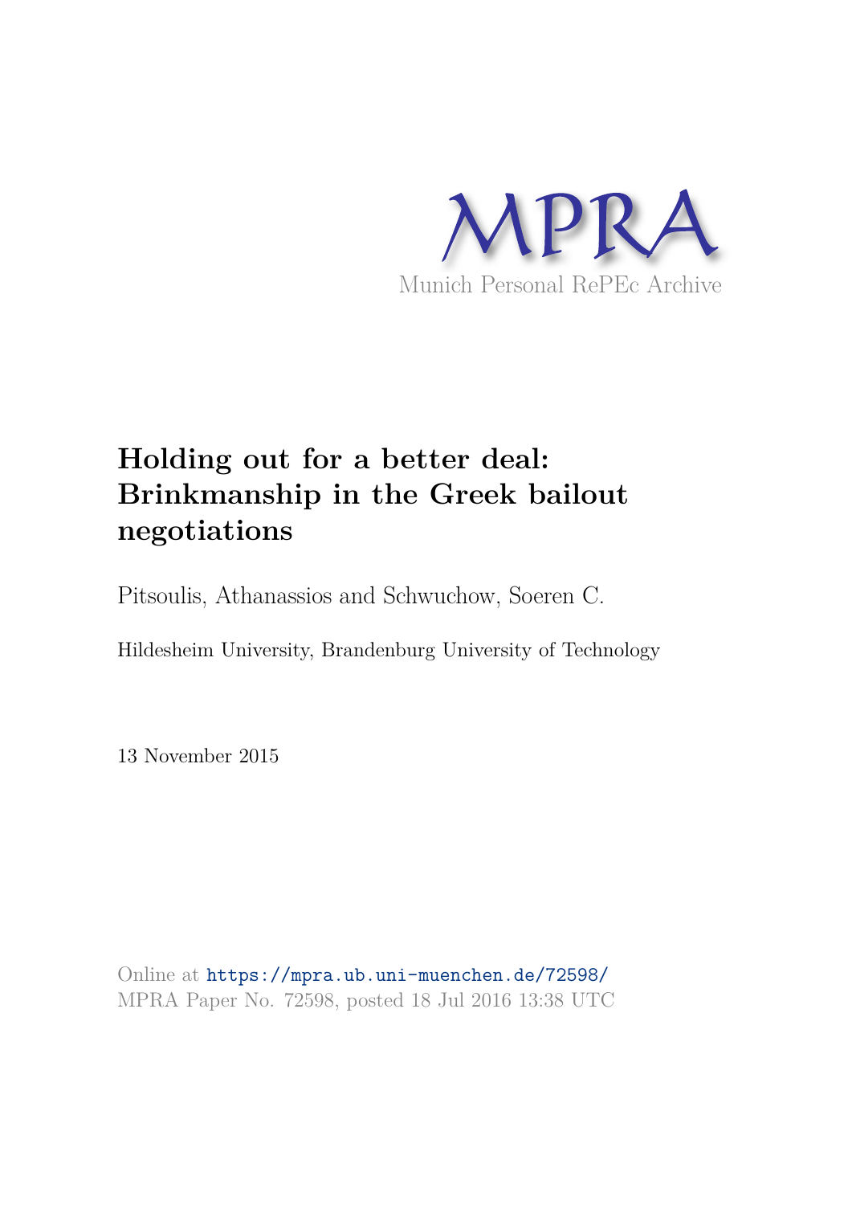MPRA

Munich Personal RePEc Archive

# Holding out for a better deal: Brinkmanship in the Greek bailout negotiations

Pitsoulis, Athanassios and Schwuchow, Soeren C.

Hildesheim University, Brandenburg University of Technology

13 November 2015

Online at https://mpra.ub.uni-muenchen.de/72598/
MPRA Paper No. 72598, posted 18 Jul 2016 13:38 UTC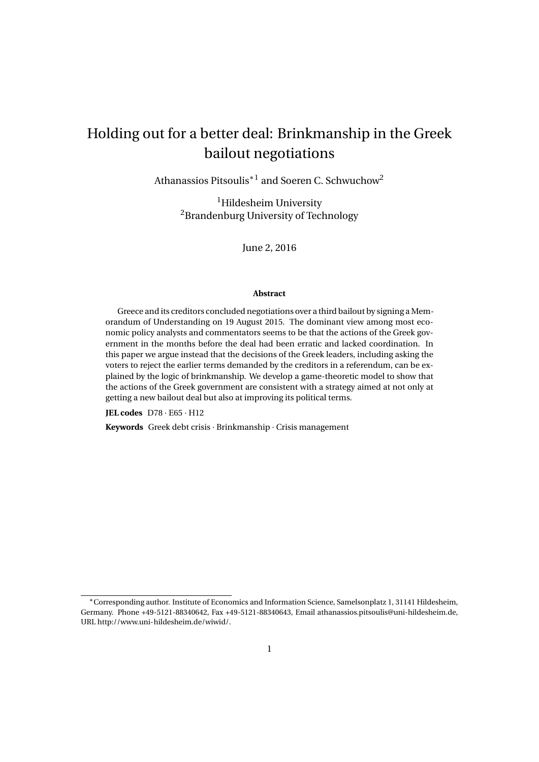# Holding out for a better deal: Brinkmanship in the Greek bailout negotiations

Athanassios Pitsoulis*[1] and Soeren C. Schwuchow[2]

[1]Hildesheim University
[2]Brandenburg University of Technology

June 2, 2016

**Abstract**

Greece and its creditors concluded negotiations over a third bailout by signing a Memorandum of Understanding on 19 August 2015. The dominant view among most economic policy analysts and commentators seems to be that the actions of the Greek government in the months before the deal had been erratic and lacked coordination. In this paper we argue instead that the decisions of the Greek leaders, including asking the voters to reject the earlier terms demanded by the creditors in a referendum, can be explained by the logic of brinkmanship. We develop a game-theoretic model to show that the actions of the Greek government are consistent with a strategy aimed at not only at getting a new bailout deal but also at improving its political terms.

**JEL codes** D78 · E65 · H12

**Keywords** Greek debt crisis · Brinkmanship · Crisis management

*Corresponding author. Institute of Economics and Information Science, Samelsonplatz 1, 31141 Hildesheim, Germany. Phone +49-5121-88340642, Fax +49-5121-88340643, Email athanassios.pitsoulis@uni-hildesheim.de, URL http://www.uni-hildesheim.de/wiwid/.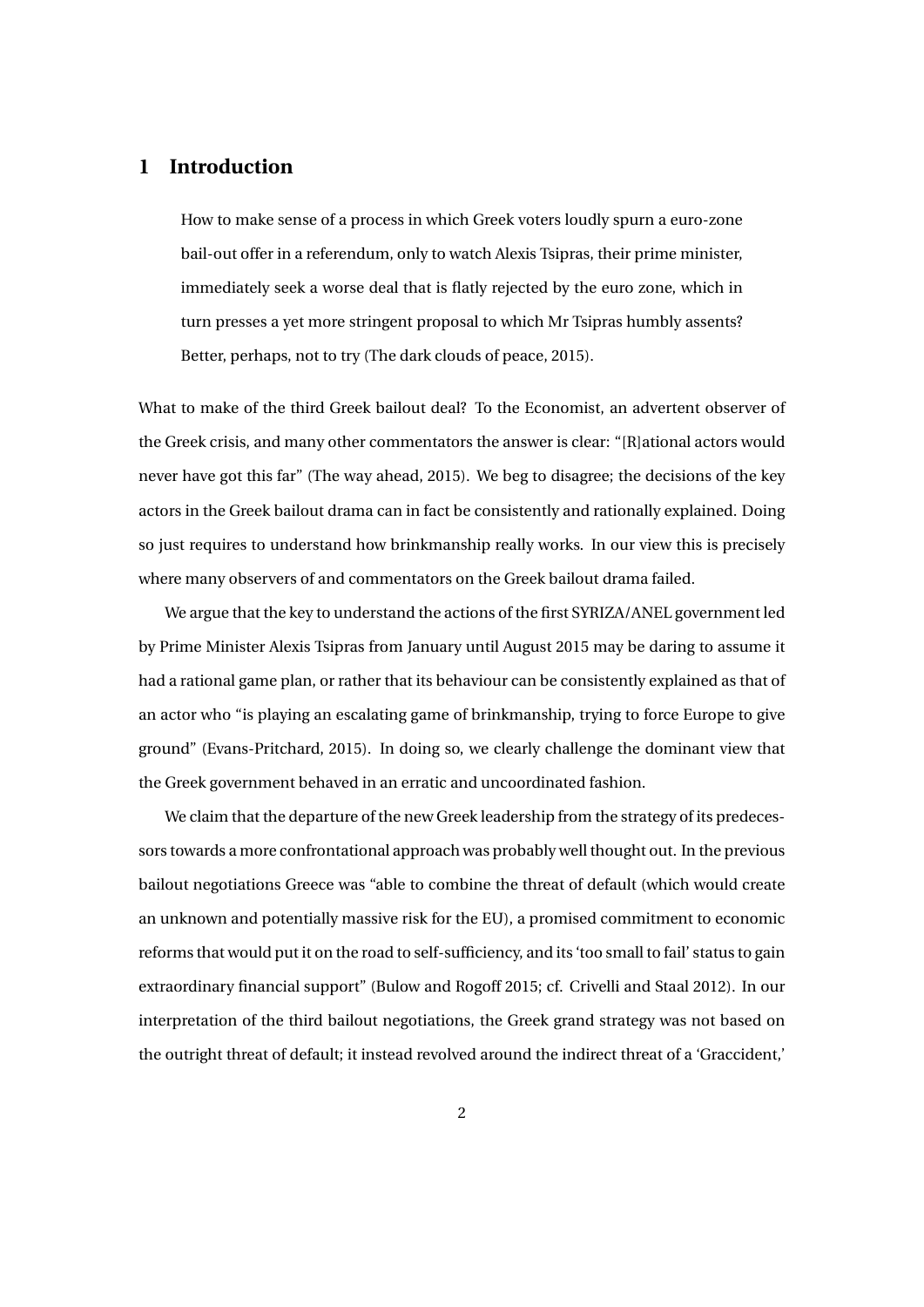## 1 Introduction

> How to make sense of a process in which Greek voters loudly spurn a euro-zone bail-out offer in a referendum, only to watch Alexis Tsipras, their prime minister, immediately seek a worse deal that is flatly rejected by the euro zone, which in turn presses a yet more stringent proposal to which Mr Tsipras humbly assents? Better, perhaps, not to try (The dark clouds of peace, 2015).

What to make of the third Greek bailout deal? To the Economist, an advertent observer of the Greek crisis, and many other commentators the answer is clear: "[R]ational actors would never have got this far" (The way ahead, 2015). We beg to disagree; the decisions of the key actors in the Greek bailout drama can in fact be consistently and rationally explained. Doing so just requires to understand how brinkmanship really works. In our view this is precisely where many observers of and commentators on the Greek bailout drama failed.

We argue that the key to understand the actions of the first SYRIZA/ANEL government led by Prime Minister Alexis Tsipras from January until August 2015 may be daring to assume it had a rational game plan, or rather that its behaviour can be consistently explained as that of an actor who "is playing an escalating game of brinkmanship, trying to force Europe to give ground" (Evans-Pritchard, 2015). In doing so, we clearly challenge the dominant view that the Greek government behaved in an erratic and uncoordinated fashion.

We claim that the departure of the new Greek leadership from the strategy of its predecessors towards a more confrontational approach was probably well thought out. In the previous bailout negotiations Greece was "able to combine the threat of default (which would create an unknown and potentially massive risk for the EU), a promised commitment to economic reforms that would put it on the road to self-sufficiency, and its 'too small to fail' status to gain extraordinary financial support" (Bulow and Rogoff 2015; cf. Crivelli and Staal 2012). In our interpretation of the third bailout negotiations, the Greek grand strategy was not based on the outright threat of default; it instead revolved around the indirect threat of a 'Graccident,'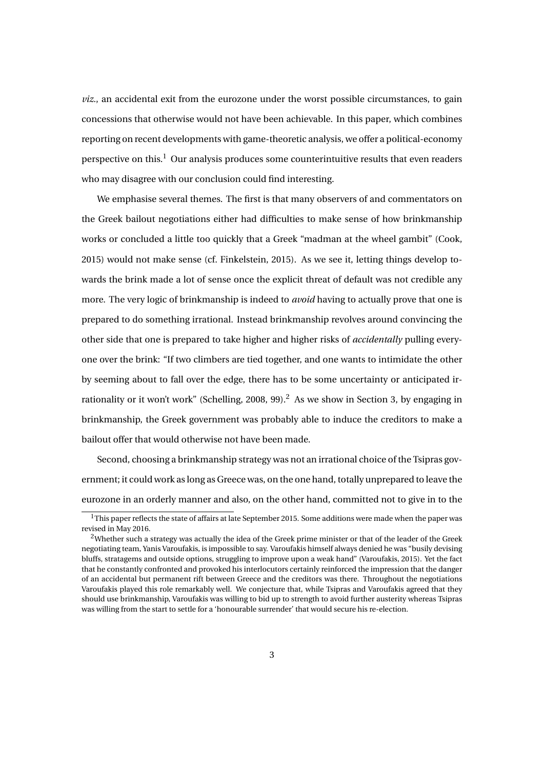*viz.*, an accidental exit from the eurozone under the worst possible circumstances, to gain concessions that otherwise would not have been achievable. In this paper, which combines reporting on recent developments with game-theoretic analysis, we offer a political-economy perspective on this.[1] Our analysis produces some counterintuitive results that even readers who may disagree with our conclusion could find interesting.

We emphasise several themes. The first is that many observers of and commentators on the Greek bailout negotiations either had difficulties to make sense of how brinkmanship works or concluded a little too quickly that a Greek "madman at the wheel gambit" (Cook, 2015) would not make sense (cf. Finkelstein, 2015). As we see it, letting things develop towards the brink made a lot of sense once the explicit threat of default was not credible any more. The very logic of brinkmanship is indeed to *avoid* having to actually prove that one is prepared to do something irrational. Instead brinkmanship revolves around convincing the other side that one is prepared to take higher and higher risks of *accidentally* pulling everyone over the brink: "If two climbers are tied together, and one wants to intimidate the other by seeming about to fall over the edge, there has to be some uncertainty or anticipated irrationality or it won't work" (Schelling, 2008, 99).[2] As we show in Section 3, by engaging in brinkmanship, the Greek government was probably able to induce the creditors to make a bailout offer that would otherwise not have been made.

Second, choosing a brinkmanship strategy was not an irrational choice of the Tsipras government; it could work as long as Greece was, on the one hand, totally unprepared to leave the eurozone in an orderly manner and also, on the other hand, committed not to give in to the

[1] This paper reflects the state of affairs at late September 2015. Some additions were made when the paper was revised in May 2016.

[2] Whether such a strategy was actually the idea of the Greek prime minister or that of the leader of the Greek negotiating team, Yanis Varoufakis, is impossible to say. Varoufakis himself always denied he was "busily devising bluffs, stratagems and outside options, struggling to improve upon a weak hand" (Varoufakis, 2015). Yet the fact that he constantly confronted and provoked his interlocutors certainly reinforced the impression that the danger of an accidental but permanent rift between Greece and the creditors was there. Throughout the negotiations Varoufakis played this role remarkably well. We conjecture that, while Tsipras and Varoufakis agreed that they should use brinkmanship, Varoufakis was willing to bid up to strength to avoid further austerity whereas Tsipras was willing from the start to settle for a 'honourable surrender' that would secure his re-election.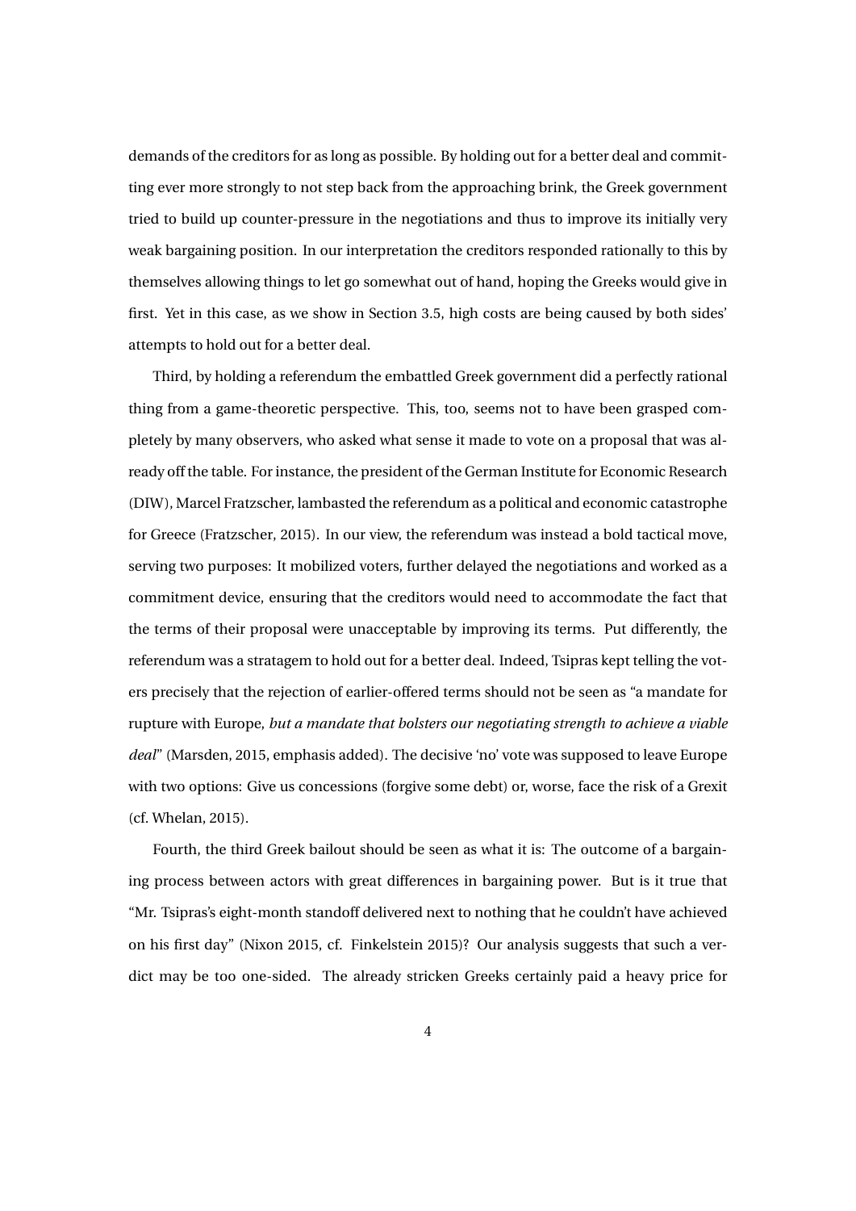demands of the creditors for as long as possible. By holding out for a better deal and committing ever more strongly to not step back from the approaching brink, the Greek government tried to build up counter-pressure in the negotiations and thus to improve its initially very weak bargaining position. In our interpretation the creditors responded rationally to this by themselves allowing things to let go somewhat out of hand, hoping the Greeks would give in first. Yet in this case, as we show in Section 3.5, high costs are being caused by both sides' attempts to hold out for a better deal.

Third, by holding a referendum the embattled Greek government did a perfectly rational thing from a game-theoretic perspective. This, too, seems not to have been grasped completely by many observers, who asked what sense it made to vote on a proposal that was already off the table. For instance, the president of the German Institute for Economic Research (DIW), Marcel Fratzscher, lambasted the referendum as a political and economic catastrophe for Greece (Fratzscher, 2015). In our view, the referendum was instead a bold tactical move, serving two purposes: It mobilized voters, further delayed the negotiations and worked as a commitment device, ensuring that the creditors would need to accommodate the fact that the terms of their proposal were unacceptable by improving its terms. Put differently, the referendum was a stratagem to hold out for a better deal. Indeed, Tsipras kept telling the voters precisely that the rejection of earlier-offered terms should not be seen as "a mandate for rupture with Europe, *but a mandate that bolsters our negotiating strength to achieve a viable deal*" (Marsden, 2015, emphasis added). The decisive 'no' vote was supposed to leave Europe with two options: Give us concessions (forgive some debt) or, worse, face the risk of a Grexit (cf. Whelan, 2015).

Fourth, the third Greek bailout should be seen as what it is: The outcome of a bargaining process between actors with great differences in bargaining power. But is it true that "Mr. Tsipras's eight-month standoff delivered next to nothing that he couldn't have achieved on his first day" (Nixon 2015, cf. Finkelstein 2015)? Our analysis suggests that such a verdict may be too one-sided. The already stricken Greeks certainly paid a heavy price for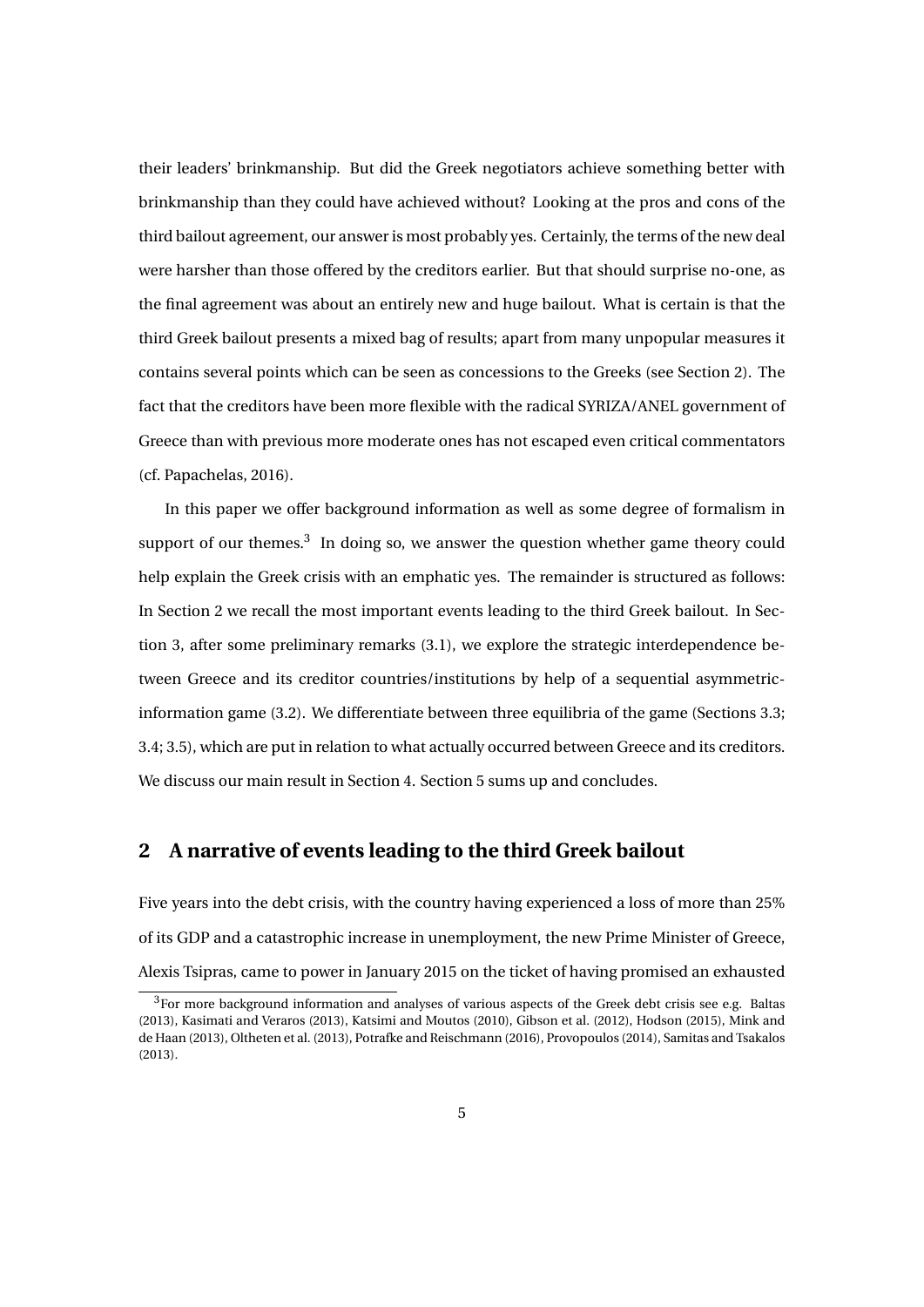their leaders' brinkmanship. But did the Greek negotiators achieve something better with brinkmanship than they could have achieved without? Looking at the pros and cons of the third bailout agreement, our answer is most probably yes. Certainly, the terms of the new deal were harsher than those offered by the creditors earlier. But that should surprise no-one, as the final agreement was about an entirely new and huge bailout. What is certain is that the third Greek bailout presents a mixed bag of results; apart from many unpopular measures it contains several points which can be seen as concessions to the Greeks (see Section 2). The fact that the creditors have been more flexible with the radical SYRIZA/ANEL government of Greece than with previous more moderate ones has not escaped even critical commentators (cf. Papachelas, 2016).

In this paper we offer background information as well as some degree of formalism in support of our themes.[3] In doing so, we answer the question whether game theory could help explain the Greek crisis with an emphatic yes. The remainder is structured as follows: In Section 2 we recall the most important events leading to the third Greek bailout. In Section 3, after some preliminary remarks (3.1), we explore the strategic interdependence between Greece and its creditor countries/institutions by help of a sequential asymmetric-information game (3.2). We differentiate between three equilibria of the game (Sections 3.3; 3.4; 3.5), which are put in relation to what actually occurred between Greece and its creditors. We discuss our main result in Section 4. Section 5 sums up and concludes.

## 2 A narrative of events leading to the third Greek bailout

Five years into the debt crisis, with the country having experienced a loss of more than 25% of its GDP and a catastrophic increase in unemployment, the new Prime Minister of Greece, Alexis Tsipras, came to power in January 2015 on the ticket of having promised an exhausted

[3] For more background information and analyses of various aspects of the Greek debt crisis see e.g. Baltas (2013), Kasimati and Veraros (2013), Katsimi and Moutos (2010), Gibson et al. (2012), Hodson (2015), Mink and de Haan (2013), Oltheten et al. (2013), Potrafke and Reischmann (2016), Provopoulos (2014), Samitas and Tsakalos (2013).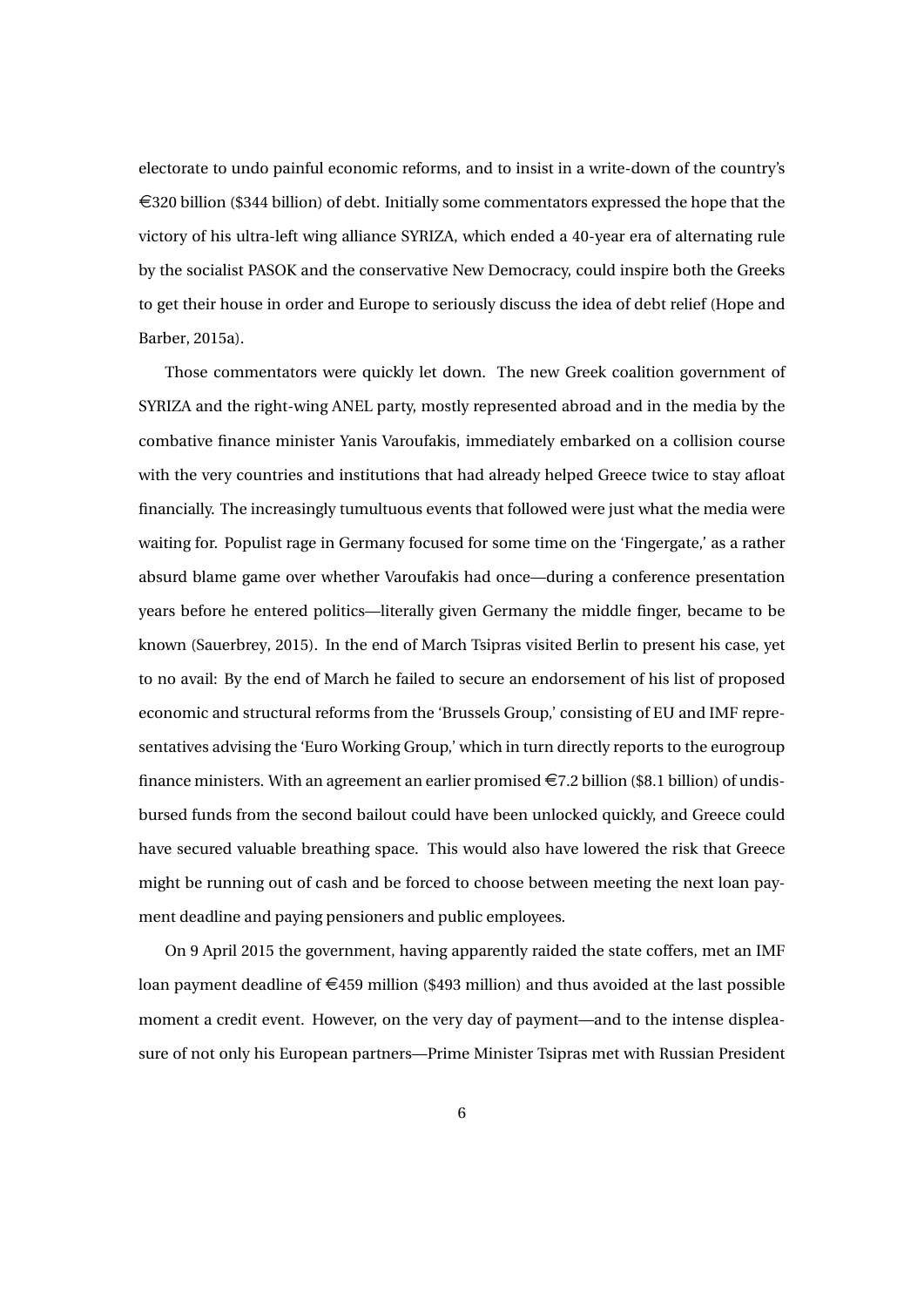electorate to undo painful economic reforms, and to insist in a write-down of the country's €320 billion ($344 billion) of debt. Initially some commentators expressed the hope that the victory of his ultra-left wing alliance SYRIZA, which ended a 40-year era of alternating rule by the socialist PASOK and the conservative New Democracy, could inspire both the Greeks to get their house in order and Europe to seriously discuss the idea of debt relief (Hope and Barber, 2015a).

Those commentators were quickly let down. The new Greek coalition government of SYRIZA and the right-wing ANEL party, mostly represented abroad and in the media by the combative finance minister Yanis Varoufakis, immediately embarked on a collision course with the very countries and institutions that had already helped Greece twice to stay afloat financially. The increasingly tumultuous events that followed were just what the media were waiting for. Populist rage in Germany focused for some time on the 'Fingergate,' as a rather absurd blame game over whether Varoufakis had once—during a conference presentation years before he entered politics—literally given Germany the middle finger, became to be known (Sauerbrey, 2015). In the end of March Tsipras visited Berlin to present his case, yet to no avail: By the end of March he failed to secure an endorsement of his list of proposed economic and structural reforms from the 'Brussels Group,' consisting of EU and IMF representatives advising the 'Euro Working Group,' which in turn directly reports to the eurogroup finance ministers. With an agreement an earlier promised €7.2 billion ($8.1 billion) of undisbursed funds from the second bailout could have been unlocked quickly, and Greece could have secured valuable breathing space. This would also have lowered the risk that Greece might be running out of cash and be forced to choose between meeting the next loan payment deadline and paying pensioners and public employees.

On 9 April 2015 the government, having apparently raided the state coffers, met an IMF loan payment deadline of €459 million ($493 million) and thus avoided at the last possible moment a credit event. However, on the very day of payment—and to the intense displeasure of not only his European partners—Prime Minister Tsipras met with Russian President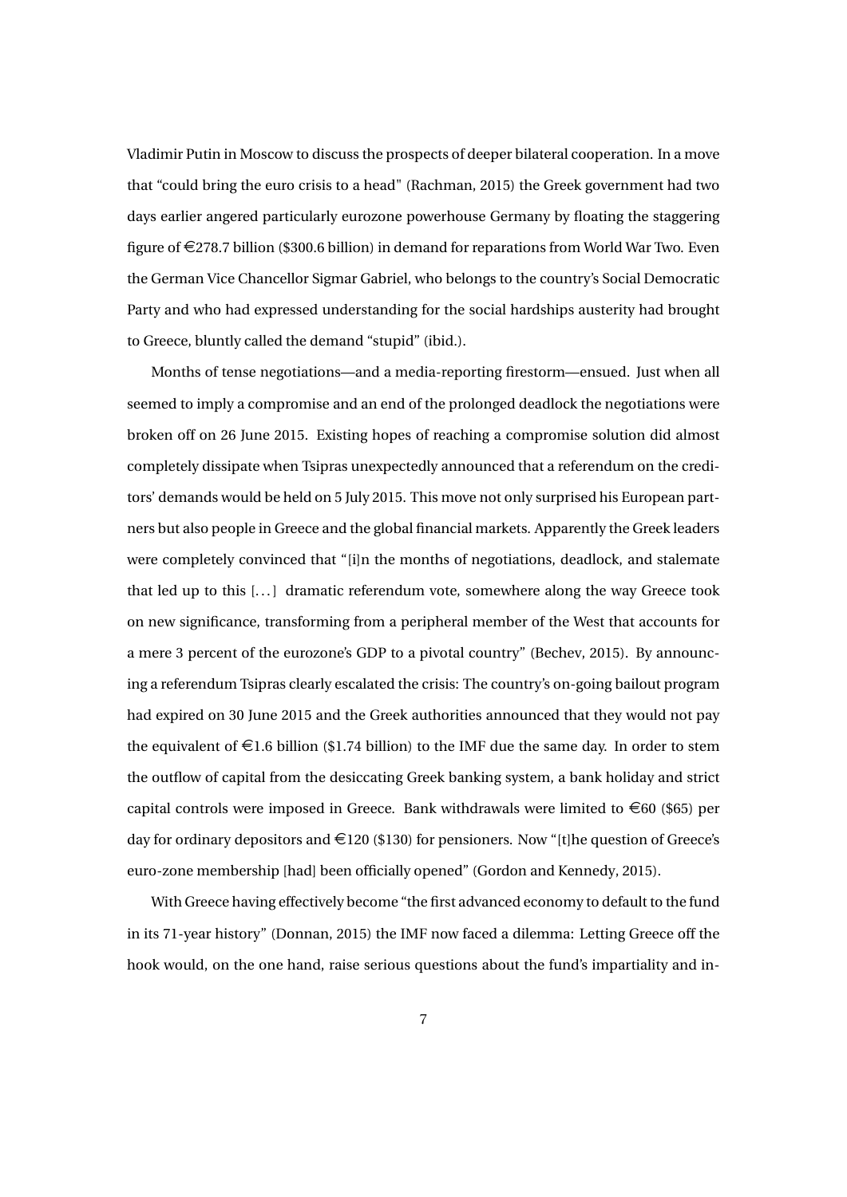Vladimir Putin in Moscow to discuss the prospects of deeper bilateral cooperation. In a move that "could bring the euro crisis to a head" (Rachman, 2015) the Greek government had two days earlier angered particularly eurozone powerhouse Germany by floating the staggering figure of €278.7 billion ($300.6 billion) in demand for reparations from World War Two. Even the German Vice Chancellor Sigmar Gabriel, who belongs to the country's Social Democratic Party and who had expressed understanding for the social hardships austerity had brought to Greece, bluntly called the demand "stupid" (ibid.).

Months of tense negotiations—and a media-reporting firestorm—ensued. Just when all seemed to imply a compromise and an end of the prolonged deadlock the negotiations were broken off on 26 June 2015. Existing hopes of reaching a compromise solution did almost completely dissipate when Tsipras unexpectedly announced that a referendum on the creditors' demands would be held on 5 July 2015. This move not only surprised his European partners but also people in Greece and the global financial markets. Apparently the Greek leaders were completely convinced that "[i]n the months of negotiations, deadlock, and stalemate that led up to this [...] dramatic referendum vote, somewhere along the way Greece took on new significance, transforming from a peripheral member of the West that accounts for a mere 3 percent of the eurozone's GDP to a pivotal country" (Bechev, 2015). By announcing a referendum Tsipras clearly escalated the crisis: The country's on-going bailout program had expired on 30 June 2015 and the Greek authorities announced that they would not pay the equivalent of €1.6 billion ($1.74 billion) to the IMF due the same day. In order to stem the outflow of capital from the desiccating Greek banking system, a bank holiday and strict capital controls were imposed in Greece. Bank withdrawals were limited to €60 ($65) per day for ordinary depositors and €120 ($130) for pensioners. Now "[t]he question of Greece's euro-zone membership [had] been officially opened" (Gordon and Kennedy, 2015).

With Greece having effectively become "the first advanced economy to default to the fund in its 71-year history" (Donnan, 2015) the IMF now faced a dilemma: Letting Greece off the hook would, on the one hand, raise serious questions about the fund's impartiality and in-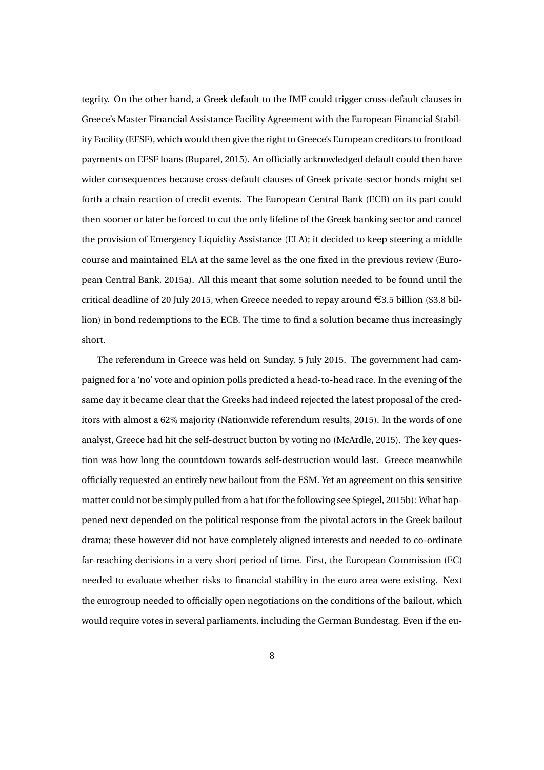tegrity. On the other hand, a Greek default to the IMF could trigger cross-default clauses in Greece's Master Financial Assistance Facility Agreement with the European Financial Stability Facility (EFSF), which would then give the right to Greece's European creditors to frontload payments on EFSF loans (Ruparel, 2015). An officially acknowledged default could then have wider consequences because cross-default clauses of Greek private-sector bonds might set forth a chain reaction of credit events. The European Central Bank (ECB) on its part could then sooner or later be forced to cut the only lifeline of the Greek banking sector and cancel the provision of Emergency Liquidity Assistance (ELA); it decided to keep steering a middle course and maintained ELA at the same level as the one fixed in the previous review (European Central Bank, 2015a). All this meant that some solution needed to be found until the critical deadline of 20 July 2015, when Greece needed to repay around €3.5 billion ($3.8 billion) in bond redemptions to the ECB. The time to find a solution became thus increasingly short.

The referendum in Greece was held on Sunday, 5 July 2015. The government had campaigned for a 'no' vote and opinion polls predicted a head-to-head race. In the evening of the same day it became clear that the Greeks had indeed rejected the latest proposal of the creditors with almost a 62% majority (Nationwide referendum results, 2015). In the words of one analyst, Greece had hit the self-destruct button by voting no (McArdle, 2015). The key question was how long the countdown towards self-destruction would last. Greece meanwhile officially requested an entirely new bailout from the ESM. Yet an agreement on this sensitive matter could not be simply pulled from a hat (for the following see Spiegel, 2015b): What happened next depended on the political response from the pivotal actors in the Greek bailout drama; these however did not have completely aligned interests and needed to co-ordinate far-reaching decisions in a very short period of time. First, the European Commission (EC) needed to evaluate whether risks to financial stability in the euro area were existing. Next the eurogroup needed to officially open negotiations on the conditions of the bailout, which would require votes in several parliaments, including the German Bundestag. Even if the eu-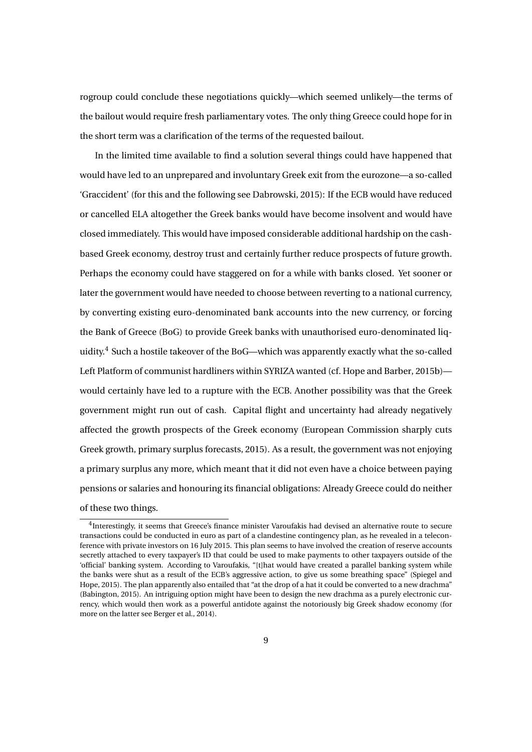rogroup could conclude these negotiations quickly—which seemed unlikely—the terms of the bailout would require fresh parliamentary votes. The only thing Greece could hope for in the short term was a clarification of the terms of the requested bailout.

In the limited time available to find a solution several things could have happened that would have led to an unprepared and involuntary Greek exit from the eurozone—a so-called 'Graccident' (for this and the following see Dabrowski, 2015): If the ECB would have reduced or cancelled ELA altogether the Greek banks would have become insolvent and would have closed immediately. This would have imposed considerable additional hardship on the cash-based Greek economy, destroy trust and certainly further reduce prospects of future growth. Perhaps the economy could have staggered on for a while with banks closed. Yet sooner or later the government would have needed to choose between reverting to a national currency, by converting existing euro-denominated bank accounts into the new currency, or forcing the Bank of Greece (BoG) to provide Greek banks with unauthorised euro-denominated liquidity.[4] Such a hostile takeover of the BoG—which was apparently exactly what the so-called Left Platform of communist hardliners within SYRIZA wanted (cf. Hope and Barber, 2015b)—would certainly have led to a rupture with the ECB. Another possibility was that the Greek government might run out of cash. Capital flight and uncertainty had already negatively affected the growth prospects of the Greek economy (European Commission sharply cuts Greek growth, primary surplus forecasts, 2015). As a result, the government was not enjoying a primary surplus any more, which meant that it did not even have a choice between paying pensions or salaries and honouring its financial obligations: Already Greece could do neither of these two things.

[4] Interestingly, it seems that Greece's finance minister Varoufakis had devised an alternative route to secure transactions could be conducted in euro as part of a clandestine contingency plan, as he revealed in a teleconference with private investors on 16 July 2015. This plan seems to have involved the creation of reserve accounts secretly attached to every taxpayer's ID that could be used to make payments to other taxpayers outside of the 'official' banking system. According to Varoufakis, "[t]hat would have created a parallel banking system while the banks were shut as a result of the ECB's aggressive action, to give us some breathing space" (Spiegel and Hope, 2015). The plan apparently also entailed that "at the drop of a hat it could be converted to a new drachma" (Babington, 2015). An intriguing option might have been to design the new drachma as a purely electronic currency, which would then work as a powerful antidote against the notoriously big Greek shadow economy (for more on the latter see Berger et al., 2014).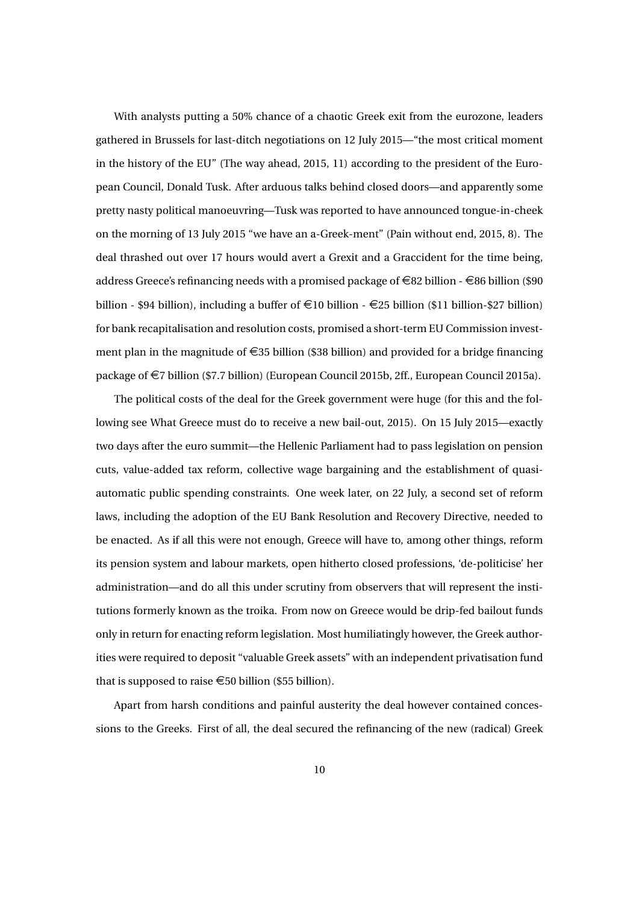With analysts putting a 50% chance of a chaotic Greek exit from the eurozone, leaders gathered in Brussels for last-ditch negotiations on 12 July 2015—"the most critical moment in the history of the EU" (The way ahead, 2015, 11) according to the president of the European Council, Donald Tusk. After arduous talks behind closed doors—and apparently some pretty nasty political manoeuvring—Tusk was reported to have announced tongue-in-cheek on the morning of 13 July 2015 "we have an a-Greek-ment" (Pain without end, 2015, 8). The deal thrashed out over 17 hours would avert a Grexit and a Graccident for the time being, address Greece's refinancing needs with a promised package of €82 billion - €86 billion ($90 billion - $94 billion), including a buffer of €10 billion - €25 billion ($11 billion-$27 billion) for bank recapitalisation and resolution costs, promised a short-term EU Commission investment plan in the magnitude of €35 billion ($38 billion) and provided for a bridge financing package of €7 billion ($7.7 billion) (European Council 2015b, 2ff., European Council 2015a).

The political costs of the deal for the Greek government were huge (for this and the following see What Greece must do to receive a new bail-out, 2015). On 15 July 2015—exactly two days after the euro summit—the Hellenic Parliament had to pass legislation on pension cuts, value-added tax reform, collective wage bargaining and the establishment of quasi-automatic public spending constraints. One week later, on 22 July, a second set of reform laws, including the adoption of the EU Bank Resolution and Recovery Directive, needed to be enacted. As if all this were not enough, Greece will have to, among other things, reform its pension system and labour markets, open hitherto closed professions, 'de-politicise' her administration—and do all this under scrutiny from observers that will represent the institutions formerly known as the troika. From now on Greece would be drip-fed bailout funds only in return for enacting reform legislation. Most humiliatingly however, the Greek authorities were required to deposit "valuable Greek assets" with an independent privatisation fund that is supposed to raise €50 billion ($55 billion).

Apart from harsh conditions and painful austerity the deal however contained concessions to the Greeks. First of all, the deal secured the refinancing of the new (radical) Greek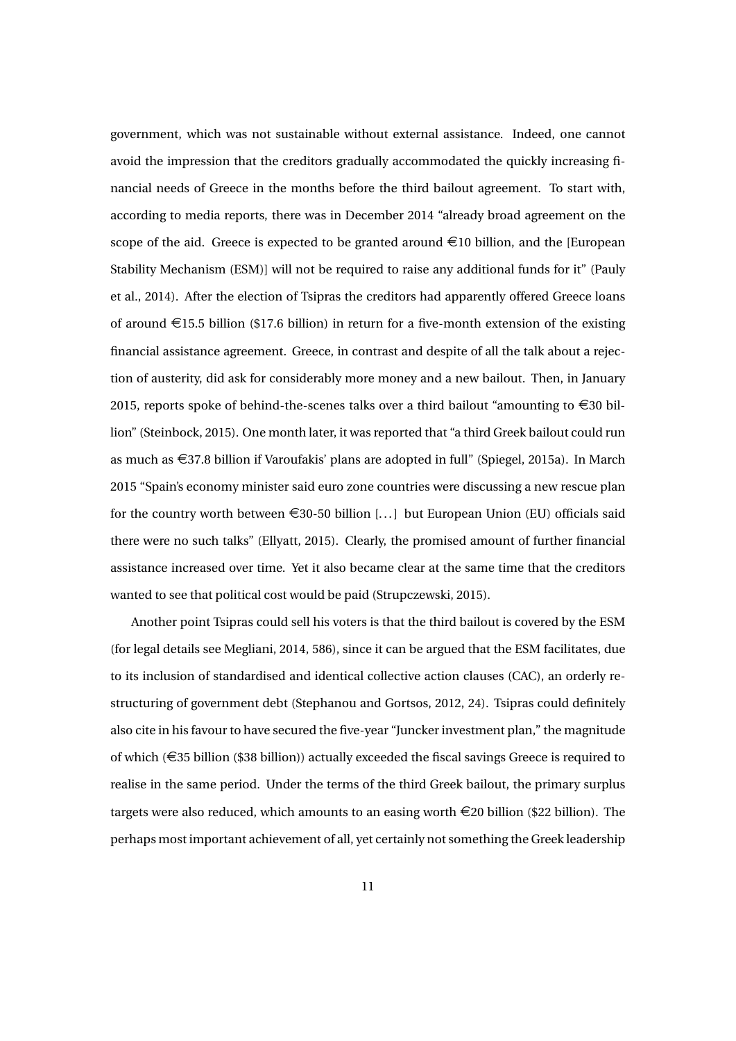government, which was not sustainable without external assistance. Indeed, one cannot avoid the impression that the creditors gradually accommodated the quickly increasing financial needs of Greece in the months before the third bailout agreement. To start with, according to media reports, there was in December 2014 "already broad agreement on the scope of the aid. Greece is expected to be granted around €10 billion, and the [European Stability Mechanism (ESM)] will not be required to raise any additional funds for it" (Pauly et al., 2014). After the election of Tsipras the creditors had apparently offered Greece loans of around €15.5 billion ($17.6 billion) in return for a five-month extension of the existing financial assistance agreement. Greece, in contrast and despite of all the talk about a rejection of austerity, did ask for considerably more money and a new bailout. Then, in January 2015, reports spoke of behind-the-scenes talks over a third bailout "amounting to €30 billion" (Steinbock, 2015). One month later, it was reported that "a third Greek bailout could run as much as €37.8 billion if Varoufakis' plans are adopted in full" (Spiegel, 2015a). In March 2015 "Spain's economy minister said euro zone countries were discussing a new rescue plan for the country worth between €30-50 billion [...] but European Union (EU) officials said there were no such talks" (Ellyatt, 2015). Clearly, the promised amount of further financial assistance increased over time. Yet it also became clear at the same time that the creditors wanted to see that political cost would be paid (Strupczewski, 2015).

Another point Tsipras could sell his voters is that the third bailout is covered by the ESM (for legal details see Megliani, 2014, 586), since it can be argued that the ESM facilitates, due to its inclusion of standardised and identical collective action clauses (CAC), an orderly restructuring of government debt (Stephanou and Gortsos, 2012, 24). Tsipras could definitely also cite in his favour to have secured the five-year "Juncker investment plan," the magnitude of which (€35 billion ($38 billion)) actually exceeded the fiscal savings Greece is required to realise in the same period. Under the terms of the third Greek bailout, the primary surplus targets were also reduced, which amounts to an easing worth €20 billion ($22 billion). The perhaps most important achievement of all, yet certainly not something the Greek leadership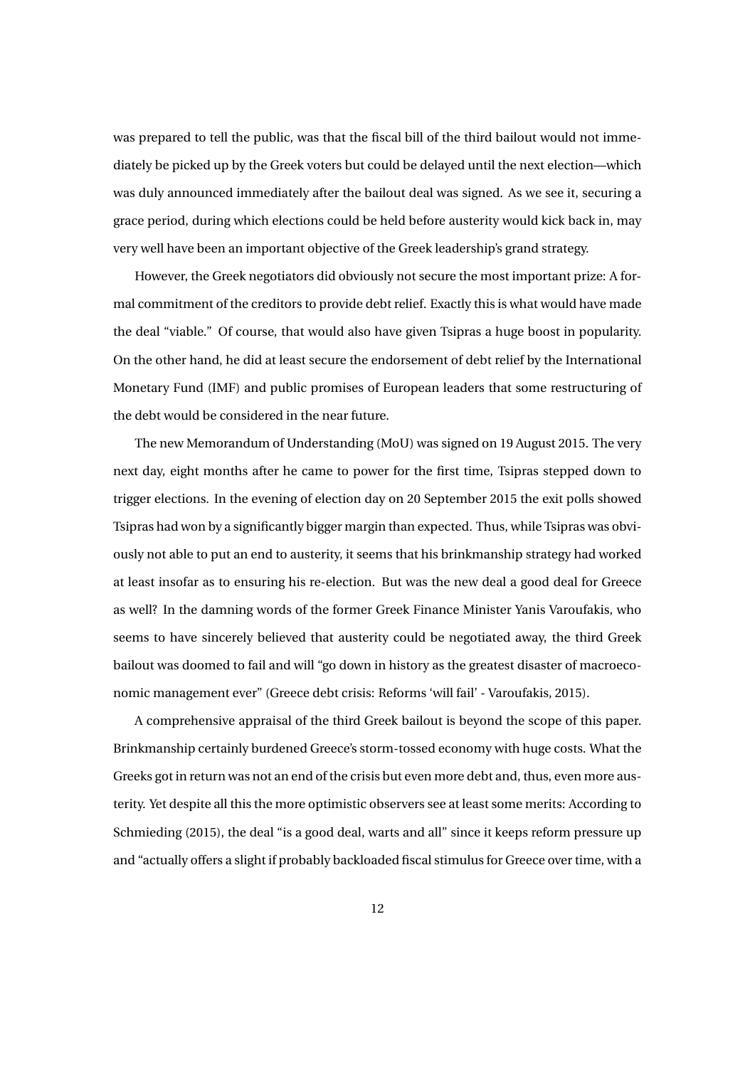was prepared to tell the public, was that the fiscal bill of the third bailout would not immediately be picked up by the Greek voters but could be delayed until the next election—which was duly announced immediately after the bailout deal was signed. As we see it, securing a grace period, during which elections could be held before austerity would kick back in, may very well have been an important objective of the Greek leadership's grand strategy.

However, the Greek negotiators did obviously not secure the most important prize: A formal commitment of the creditors to provide debt relief. Exactly this is what would have made the deal "viable." Of course, that would also have given Tsipras a huge boost in popularity. On the other hand, he did at least secure the endorsement of debt relief by the International Monetary Fund (IMF) and public promises of European leaders that some restructuring of the debt would be considered in the near future.

The new Memorandum of Understanding (MoU) was signed on 19 August 2015. The very next day, eight months after he came to power for the first time, Tsipras stepped down to trigger elections. In the evening of election day on 20 September 2015 the exit polls showed Tsipras had won by a significantly bigger margin than expected. Thus, while Tsipras was obviously not able to put an end to austerity, it seems that his brinkmanship strategy had worked at least insofar as to ensuring his re-election. But was the new deal a good deal for Greece as well? In the damning words of the former Greek Finance Minister Yanis Varoufakis, who seems to have sincerely believed that austerity could be negotiated away, the third Greek bailout was doomed to fail and will "go down in history as the greatest disaster of macroeconomic management ever" (Greece debt crisis: Reforms 'will fail' - Varoufakis, 2015).

A comprehensive appraisal of the third Greek bailout is beyond the scope of this paper. Brinkmanship certainly burdened Greece's storm-tossed economy with huge costs. What the Greeks got in return was not an end of the crisis but even more debt and, thus, even more austerity. Yet despite all this the more optimistic observers see at least some merits: According to Schmieding (2015), the deal "is a good deal, warts and all" since it keeps reform pressure up and "actually offers a slight if probably backloaded fiscal stimulus for Greece over time, with a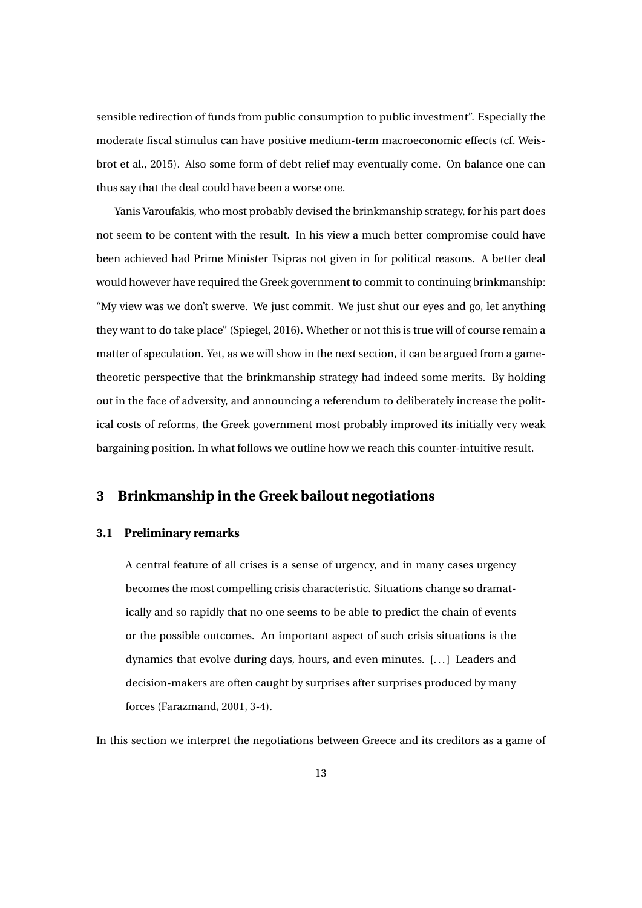sensible redirection of funds from public consumption to public investment". Especially the moderate fiscal stimulus can have positive medium-term macroeconomic effects (cf. Weisbrot et al., 2015). Also some form of debt relief may eventually come. On balance one can thus say that the deal could have been a worse one.

Yanis Varoufakis, who most probably devised the brinkmanship strategy, for his part does not seem to be content with the result. In his view a much better compromise could have been achieved had Prime Minister Tsipras not given in for political reasons. A better deal would however have required the Greek government to commit to continuing brinkmanship: "My view was we don't swerve. We just commit. We just shut our eyes and go, let anything they want to do take place" (Spiegel, 2016). Whether or not this is true will of course remain a matter of speculation. Yet, as we will show in the next section, it can be argued from a game-theoretic perspective that the brinkmanship strategy had indeed some merits. By holding out in the face of adversity, and announcing a referendum to deliberately increase the political costs of reforms, the Greek government most probably improved its initially very weak bargaining position. In what follows we outline how we reach this counter-intuitive result.

## 3 Brinkmanship in the Greek bailout negotiations

### 3.1 Preliminary remarks

> A central feature of all crises is a sense of urgency, and in many cases urgency becomes the most compelling crisis characteristic. Situations change so dramatically and so rapidly that no one seems to be able to predict the chain of events or the possible outcomes. An important aspect of such crisis situations is the dynamics that evolve during days, hours, and even minutes. [...] Leaders and decision-makers are often caught by surprises after surprises produced by many forces (Farazmand, 2001, 3-4).

In this section we interpret the negotiations between Greece and its creditors as a game of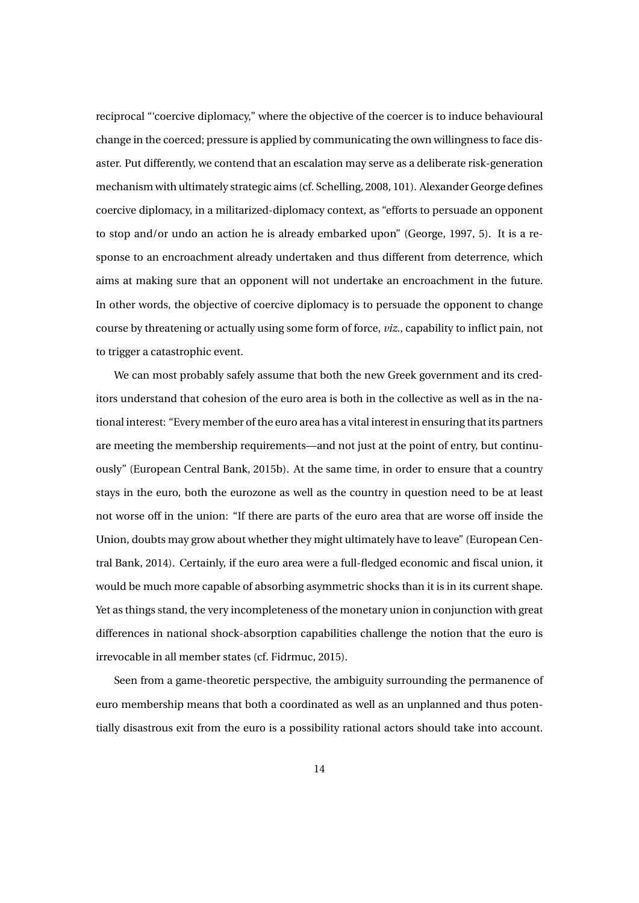reciprocal "'coercive diplomacy," where the objective of the coercer is to induce behavioural change in the coerced; pressure is applied by communicating the own willingness to face disaster. Put differently, we contend that an escalation may serve as a deliberate risk-generation mechanism with ultimately strategic aims (cf. Schelling, 2008, 101). Alexander George defines coercive diplomacy, in a militarized-diplomacy context, as "efforts to persuade an opponent to stop and/or undo an action he is already embarked upon" (George, 1997, 5). It is a response to an encroachment already undertaken and thus different from deterrence, which aims at making sure that an opponent will not undertake an encroachment in the future. In other words, the objective of coercive diplomacy is to persuade the opponent to change course by threatening or actually using some form of force, *viz.*, capability to inflict pain, not to trigger a catastrophic event.

We can most probably safely assume that both the new Greek government and its creditors understand that cohesion of the euro area is both in the collective as well as in the national interest: "Every member of the euro area has a vital interest in ensuring that its partners are meeting the membership requirements—and not just at the point of entry, but continuously" (European Central Bank, 2015b). At the same time, in order to ensure that a country stays in the euro, both the eurozone as well as the country in question need to be at least not worse off in the union: "If there are parts of the euro area that are worse off inside the Union, doubts may grow about whether they might ultimately have to leave" (European Central Bank, 2014). Certainly, if the euro area were a full-fledged economic and fiscal union, it would be much more capable of absorbing asymmetric shocks than it is in its current shape. Yet as things stand, the very incompleteness of the monetary union in conjunction with great differences in national shock-absorption capabilities challenge the notion that the euro is irrevocable in all member states (cf. Fidrmuc, 2015).

Seen from a game-theoretic perspective, the ambiguity surrounding the permanence of euro membership means that both a coordinated as well as an unplanned and thus potentially disastrous exit from the euro is a possibility rational actors should take into account.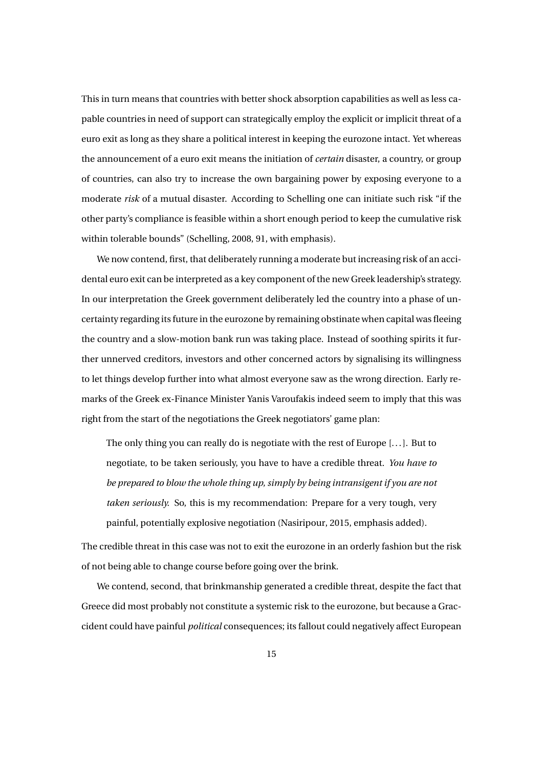This in turn means that countries with better shock absorption capabilities as well as less capable countries in need of support can strategically employ the explicit or implicit threat of a euro exit as long as they share a political interest in keeping the eurozone intact. Yet whereas the announcement of a euro exit means the initiation of *certain* disaster, a country, or group of countries, can also try to increase the own bargaining power by exposing everyone to a moderate *risk* of a mutual disaster. According to Schelling one can initiate such risk "if the other party's compliance is feasible within a short enough period to keep the cumulative risk within tolerable bounds" (Schelling, 2008, 91, with emphasis).

We now contend, first, that deliberately running a moderate but increasing risk of an accidental euro exit can be interpreted as a key component of the new Greek leadership's strategy. In our interpretation the Greek government deliberately led the country into a phase of uncertainty regarding its future in the eurozone by remaining obstinate when capital was fleeing the country and a slow-motion bank run was taking place. Instead of soothing spirits it further unnerved creditors, investors and other concerned actors by signalising its willingness to let things develop further into what almost everyone saw as the wrong direction. Early remarks of the Greek ex-Finance Minister Yanis Varoufakis indeed seem to imply that this was right from the start of the negotiations the Greek negotiators' game plan:

> The only thing you can really do is negotiate with the rest of Europe [...]. But to negotiate, to be taken seriously, you have to have a credible threat. *You have to be prepared to blow the whole thing up, simply by being intransigent if you are not taken seriously.* So, this is my recommendation: Prepare for a very tough, very painful, potentially explosive negotiation (Nasiripour, 2015, emphasis added).

The credible threat in this case was not to exit the eurozone in an orderly fashion but the risk of not being able to change course before going over the brink.

We contend, second, that brinkmanship generated a credible threat, despite the fact that Greece did most probably not constitute a systemic risk to the eurozone, but because a Graccident could have painful *political* consequences; its fallout could negatively affect European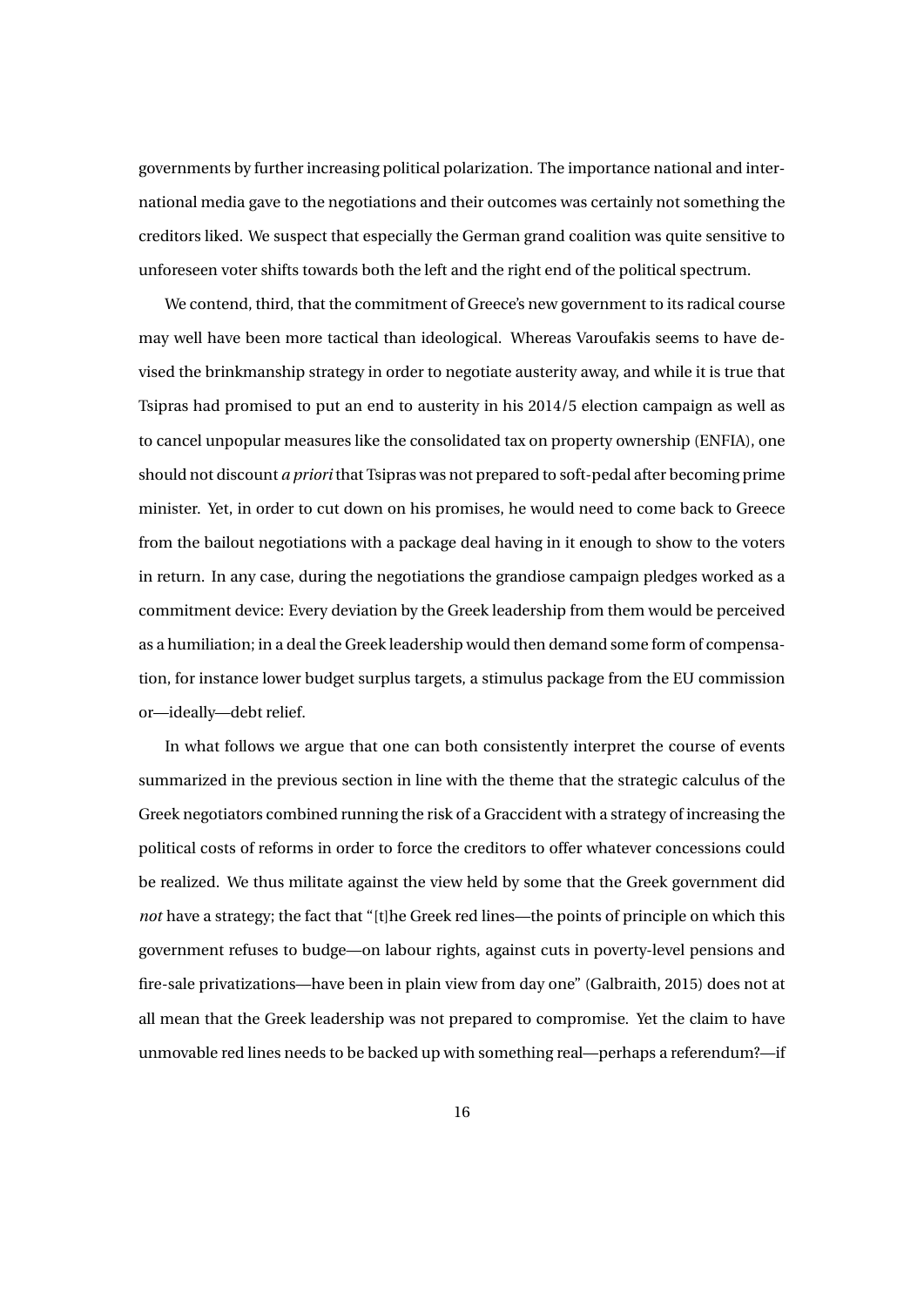governments by further increasing political polarization. The importance national and international media gave to the negotiations and their outcomes was certainly not something the creditors liked. We suspect that especially the German grand coalition was quite sensitive to unforeseen voter shifts towards both the left and the right end of the political spectrum.

We contend, third, that the commitment of Greece's new government to its radical course may well have been more tactical than ideological. Whereas Varoufakis seems to have devised the brinkmanship strategy in order to negotiate austerity away, and while it is true that Tsipras had promised to put an end to austerity in his 2014/5 election campaign as well as to cancel unpopular measures like the consolidated tax on property ownership (ENFIA), one should not discount *a priori* that Tsipras was not prepared to soft-pedal after becoming prime minister. Yet, in order to cut down on his promises, he would need to come back to Greece from the bailout negotiations with a package deal having in it enough to show to the voters in return. In any case, during the negotiations the grandiose campaign pledges worked as a commitment device: Every deviation by the Greek leadership from them would be perceived as a humiliation; in a deal the Greek leadership would then demand some form of compensation, for instance lower budget surplus targets, a stimulus package from the EU commission or—ideally—debt relief.

In what follows we argue that one can both consistently interpret the course of events summarized in the previous section in line with the theme that the strategic calculus of the Greek negotiators combined running the risk of a Graccident with a strategy of increasing the political costs of reforms in order to force the creditors to offer whatever concessions could be realized. We thus militate against the view held by some that the Greek government did *not* have a strategy; the fact that "[t]he Greek red lines—the points of principle on which this government refuses to budge—on labour rights, against cuts in poverty-level pensions and fire-sale privatizations—have been in plain view from day one" (Galbraith, 2015) does not at all mean that the Greek leadership was not prepared to compromise. Yet the claim to have unmovable red lines needs to be backed up with something real—perhaps a referendum?—if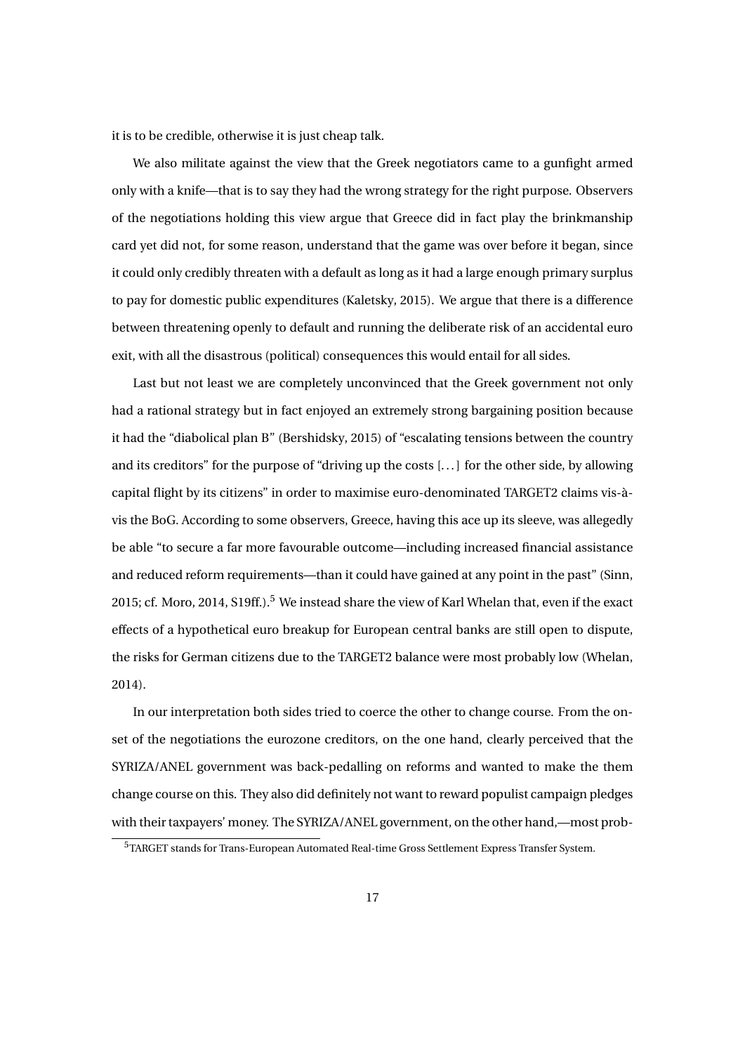it is to be credible, otherwise it is just cheap talk.

We also militate against the view that the Greek negotiators came to a gunfight armed only with a knife—that is to say they had the wrong strategy for the right purpose. Observers of the negotiations holding this view argue that Greece did in fact play the brinkmanship card yet did not, for some reason, understand that the game was over before it began, since it could only credibly threaten with a default as long as it had a large enough primary surplus to pay for domestic public expenditures (Kaletsky, 2015). We argue that there is a difference between threatening openly to default and running the deliberate risk of an accidental euro exit, with all the disastrous (political) consequences this would entail for all sides.

Last but not least we are completely unconvinced that the Greek government not only had a rational strategy but in fact enjoyed an extremely strong bargaining position because it had the "diabolical plan B" (Bershidsky, 2015) of "escalating tensions between the country and its creditors" for the purpose of "driving up the costs [...] for the other side, by allowing capital flight by its citizens" in order to maximise euro-denominated TARGET2 claims vis-à-vis the BoG. According to some observers, Greece, having this ace up its sleeve, was allegedly be able "to secure a far more favourable outcome—including increased financial assistance and reduced reform requirements—than it could have gained at any point in the past" (Sinn, 2015; cf. Moro, 2014, S19ff.).[5] We instead share the view of Karl Whelan that, even if the exact effects of a hypothetical euro breakup for European central banks are still open to dispute, the risks for German citizens due to the TARGET2 balance were most probably low (Whelan, 2014).

In our interpretation both sides tried to coerce the other to change course. From the onset of the negotiations the eurozone creditors, on the one hand, clearly perceived that the SYRIZA/ANEL government was back-pedalling on reforms and wanted to make the them change course on this. They also did definitely not want to reward populist campaign pledges with their taxpayers' money. The SYRIZA/ANEL government, on the other hand,—most prob-

[5] TARGET stands for Trans-European Automated Real-time Gross Settlement Express Transfer System.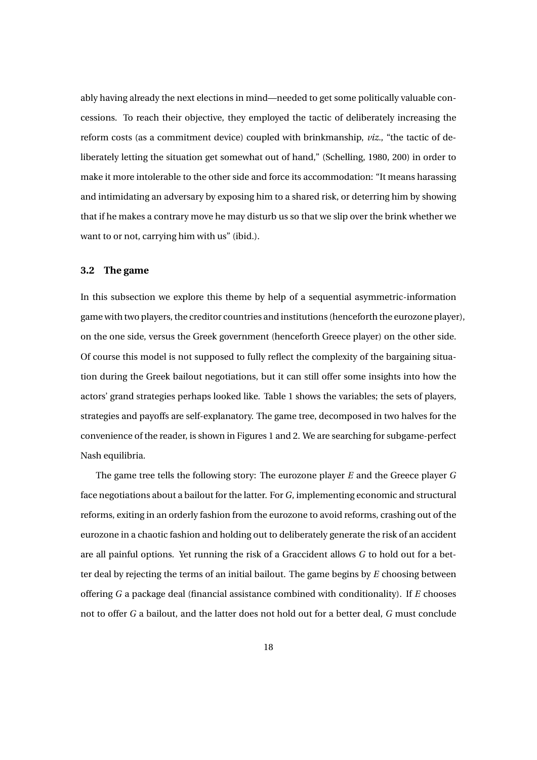ably having already the next elections in mind—needed to get some politically valuable concessions. To reach their objective, they employed the tactic of deliberately increasing the reform costs (as a commitment device) coupled with brinkmanship, *viz.*, "the tactic of deliberately letting the situation get somewhat out of hand," (Schelling, 1980, 200) in order to make it more intolerable to the other side and force its accommodation: "It means harassing and intimidating an adversary by exposing him to a shared risk, or deterring him by showing that if he makes a contrary move he may disturb us so that we slip over the brink whether we want to or not, carrying him with us" (ibid.).

### 3.2 The game

In this subsection we explore this theme by help of a sequential asymmetric-information game with two players, the creditor countries and institutions (henceforth the eurozone player), on the one side, versus the Greek government (henceforth Greece player) on the other side. Of course this model is not supposed to fully reflect the complexity of the bargaining situation during the Greek bailout negotiations, but it can still offer some insights into how the actors' grand strategies perhaps looked like. Table 1 shows the variables; the sets of players, strategies and payoffs are self-explanatory. The game tree, decomposed in two halves for the convenience of the reader, is shown in Figures 1 and 2. We are searching for subgame-perfect Nash equilibria.

The game tree tells the following story: The eurozone player *E* and the Greece player *G* face negotiations about a bailout for the latter. For *G*, implementing economic and structural reforms, exiting in an orderly fashion from the eurozone to avoid reforms, crashing out of the eurozone in a chaotic fashion and holding out to deliberately generate the risk of an accident are all painful options. Yet running the risk of a Graccident allows *G* to hold out for a better deal by rejecting the terms of an initial bailout. The game begins by *E* choosing between offering *G* a package deal (financial assistance combined with conditionality). If *E* chooses not to offer *G* a bailout, and the latter does not hold out for a better deal, *G* must conclude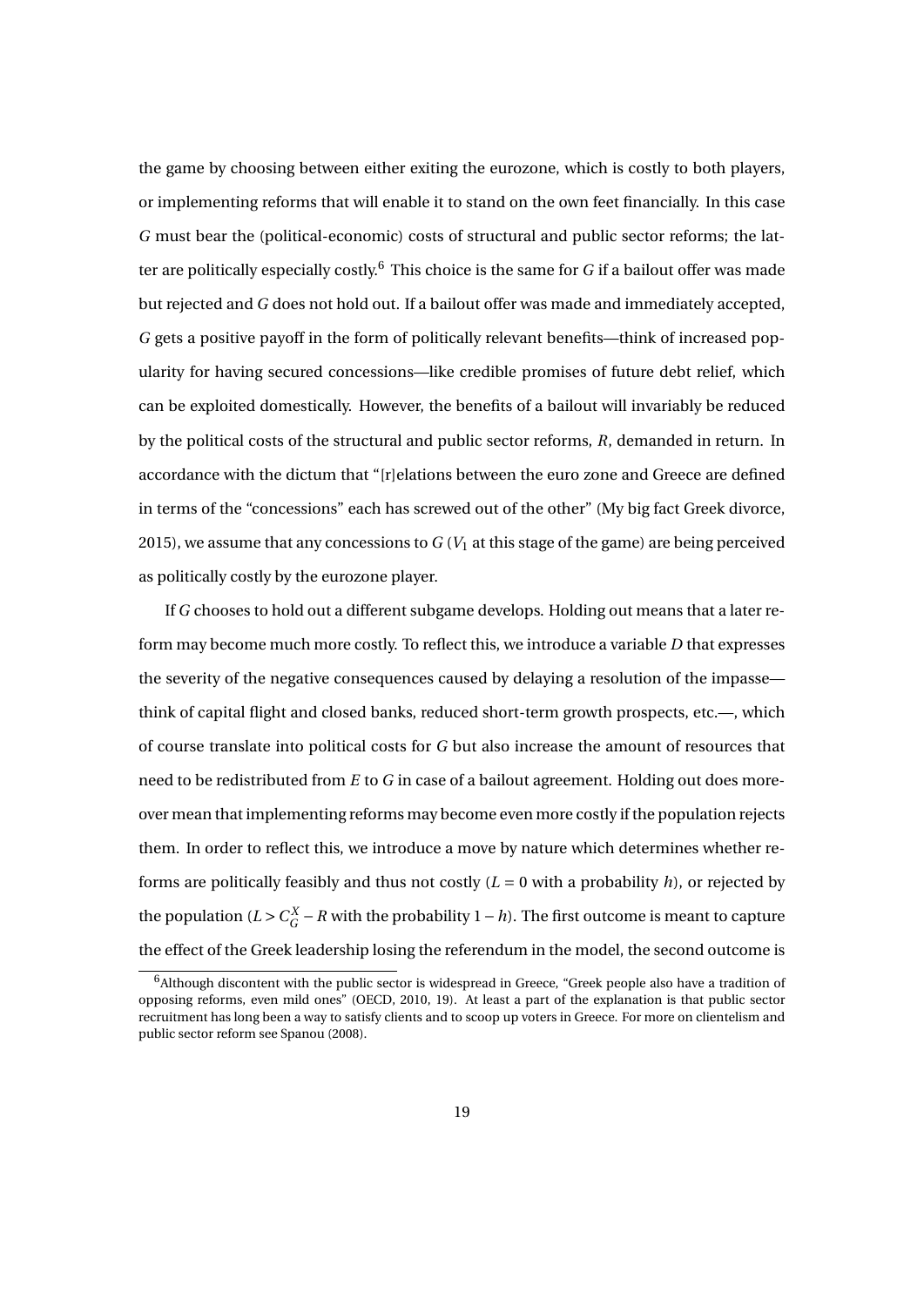the game by choosing between either exiting the eurozone, which is costly to both players, or implementing reforms that will enable it to stand on the own feet financially. In this case $G$ must bear the (political-economic) costs of structural and public sector reforms; the latter are politically especially costly.[6] This choice is the same for $G$ if a bailout offer was made but rejected and $G$ does not hold out. If a bailout offer was made and immediately accepted, $G$ gets a positive payoff in the form of politically relevant benefits—think of increased popularity for having secured concessions—like credible promises of future debt relief, which can be exploited domestically. However, the benefits of a bailout will invariably be reduced by the political costs of the structural and public sector reforms, $R$, demanded in return. In accordance with the dictum that "[r]elations between the euro zone and Greece are defined in terms of the "concessions" each has screwed out of the other" (My big fact Greek divorce, 2015), we assume that any concessions to $G$ ($V_1$ at this stage of the game) are being perceived as politically costly by the eurozone player.

If $G$ chooses to hold out a different subgame develops. Holding out means that a later reform may become much more costly. To reflect this, we introduce a variable $D$ that expresses the severity of the negative consequences caused by delaying a resolution of the impasse—think of capital flight and closed banks, reduced short-term growth prospects, etc.—, which of course translate into political costs for $G$ but also increase the amount of resources that need to be redistributed from $E$ to $G$ in case of a bailout agreement. Holding out does moreover mean that implementing reforms may become even more costly if the population rejects them. In order to reflect this, we introduce a move by nature which determines whether reforms are politically feasibly and thus not costly ($L = 0$ with a probability $h$), or rejected by the population ($L > C_G^X - R$ with the probability $1 - h$). The first outcome is meant to capture the effect of the Greek leadership losing the referendum in the model, the second outcome is

[6] Although discontent with the public sector is widespread in Greece, "Greek people also have a tradition of opposing reforms, even mild ones" (OECD, 2010, 19). At least a part of the explanation is that public sector recruitment has long been a way to satisfy clients and to scoop up voters in Greece. For more on clientelism and public sector reform see Spanou (2008).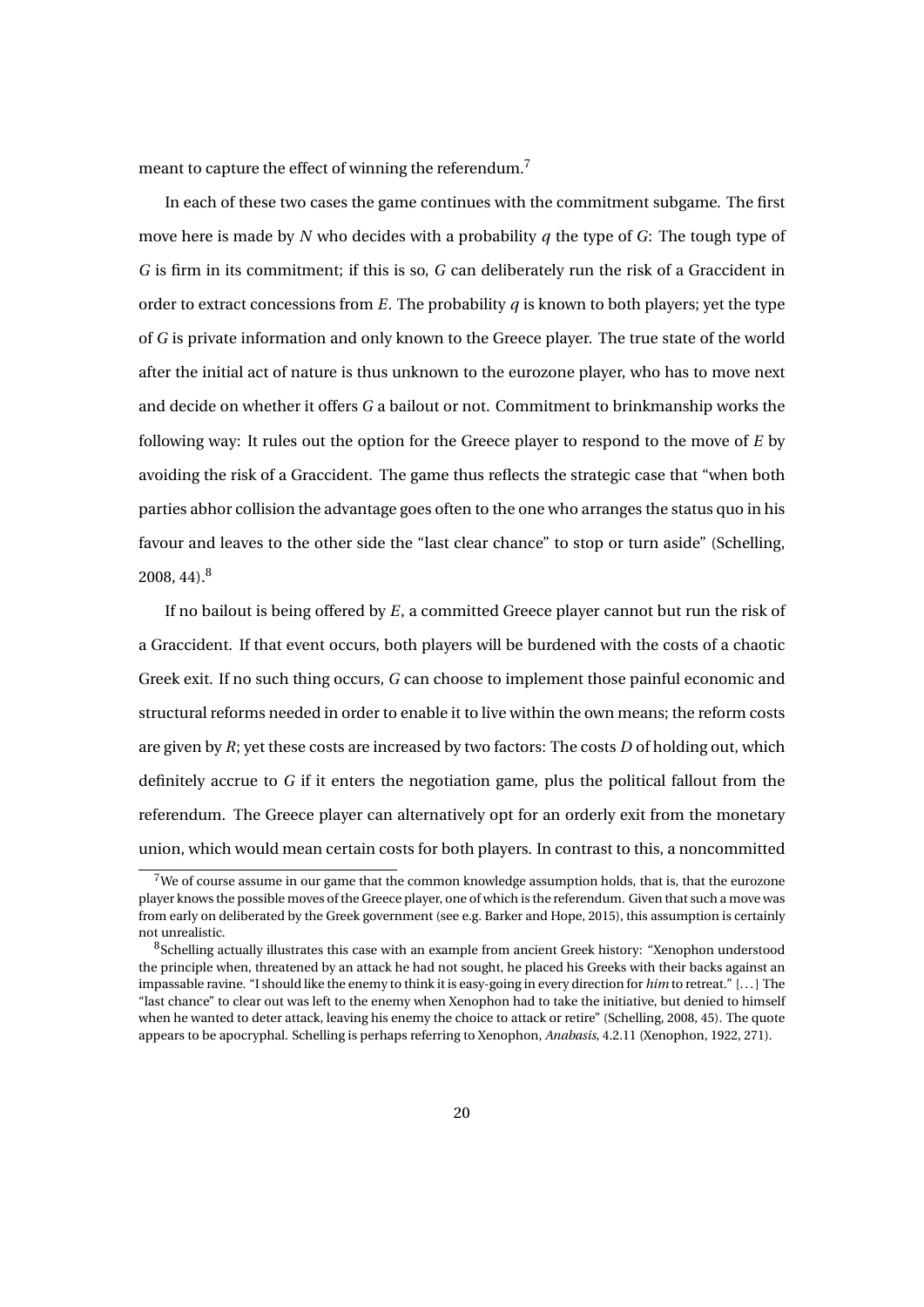meant to capture the effect of winning the referendum.[7]

In each of these two cases the game continues with the commitment subgame. The first move here is made by *N* who decides with a probability $q$ the type of *G*: The tough type of *G* is firm in its commitment; if this is so, *G* can deliberately run the risk of a Graccident in order to extract concessions from *E*. The probability $q$ is known to both players; yet the type of *G* is private information and only known to the Greece player. The true state of the world after the initial act of nature is thus unknown to the eurozone player, who has to move next and decide on whether it offers *G* a bailout or not. Commitment to brinkmanship works the following way: It rules out the option for the Greece player to respond to the move of *E* by avoiding the risk of a Graccident. The game thus reflects the strategic case that "when both parties abhor collision the advantage goes often to the one who arranges the status quo in his favour and leaves to the other side the "last clear chance" to stop or turn aside" (Schelling, 2008, 44).[8]

If no bailout is being offered by *E*, a committed Greece player cannot but run the risk of a Graccident. If that event occurs, both players will be burdened with the costs of a chaotic Greek exit. If no such thing occurs, *G* can choose to implement those painful economic and structural reforms needed in order to enable it to live within the own means; the reform costs are given by *R*; yet these costs are increased by two factors: The costs *D* of holding out, which definitely accrue to *G* if it enters the negotiation game, plus the political fallout from the referendum. The Greece player can alternatively opt for an orderly exit from the monetary union, which would mean certain costs for both players. In contrast to this, a noncommitted

[7] We of course assume in our game that the common knowledge assumption holds, that is, that the eurozone player knows the possible moves of the Greece player, one of which is the referendum. Given that such a move was from early on deliberated by the Greek government (see e.g. Barker and Hope, 2015), this assumption is certainly not unrealistic.

[8] Schelling actually illustrates this case with an example from ancient Greek history: "Xenophon understood the principle when, threatened by an attack he had not sought, he placed his Greeks with their backs against an impassable ravine. "I should like the enemy to think it is easy-going in every direction for *him* to retreat." [...] The "last chance" to clear out was left to the enemy when Xenophon had to take the initiative, but denied to himself when he wanted to deter attack, leaving his enemy the choice to attack or retire" (Schelling, 2008, 45). The quote appears to be apocryphal. Schelling is perhaps referring to Xenophon, *Anabasis*, 4.2.11 (Xenophon, 1922, 271).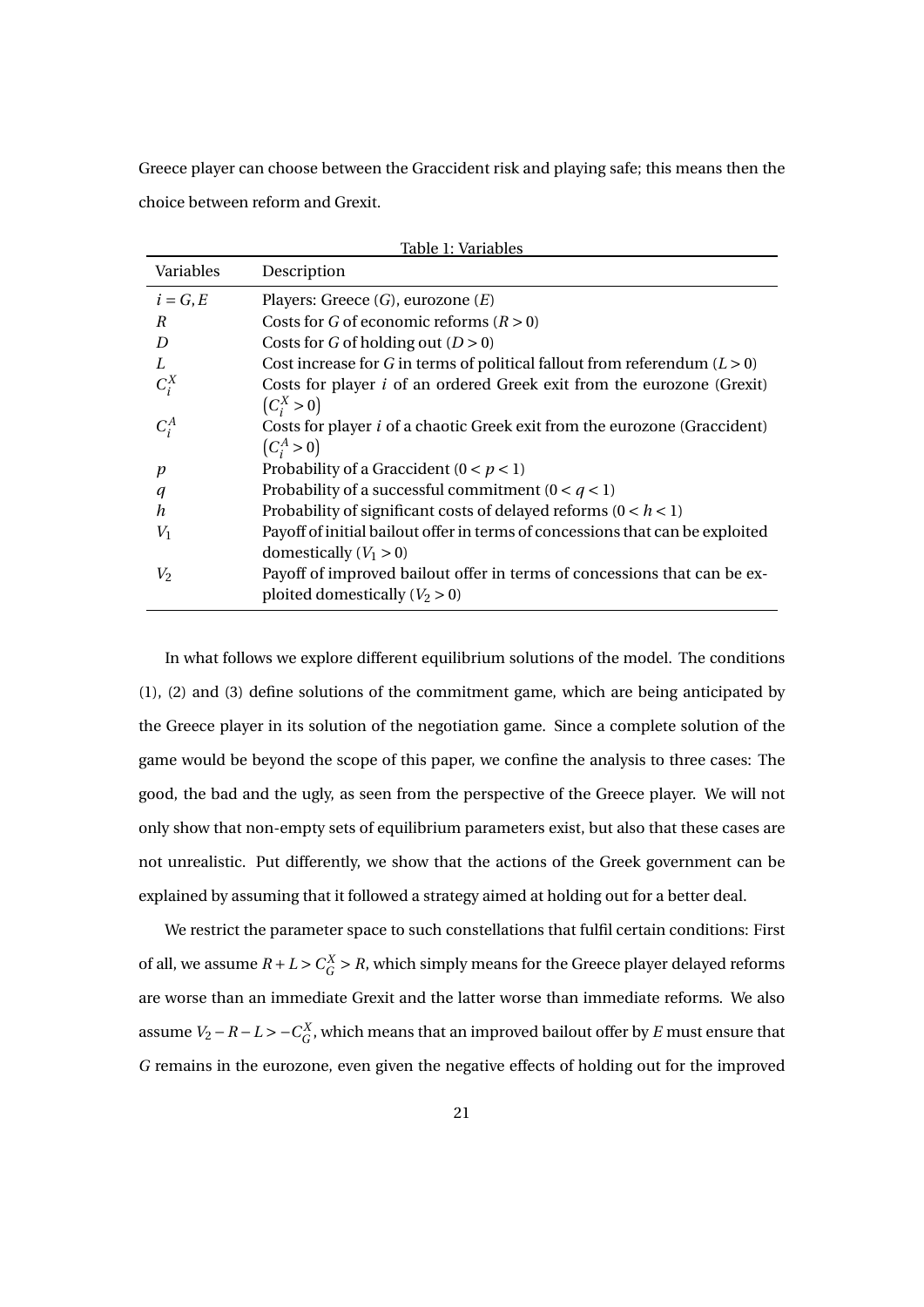Greece player can choose between the Graccident risk and playing safe; this means then the choice between reform and Grexit.

Table 1: Variables

| Variables | Description |
|---|---|
| $i = G, E$ | Players: Greece ($G$), eurozone ($E$) |
| $R$ | Costs for $G$ of economic reforms ($R > 0$) |
| $D$ | Costs for $G$ of holding out ($D > 0$) |
| $L$ | Cost increase for $G$ in terms of political fallout from referendum ($L > 0$) |
| $C_i^X$ | Costs for player $i$ of an ordered Greek exit from the eurozone (Grexit) $\left(C_i^X > 0\right)$ |
| $C_i^A$ | Costs for player $i$ of a chaotic Greek exit from the eurozone (Graccident) $\left(C_i^A > 0\right)$ |
| $p$ | Probability of a Graccident ($0 < p < 1$) |
| $q$ | Probability of a successful commitment ($0 < q < 1$) |
| $h$ | Probability of significant costs of delayed reforms ($0 < h < 1$) |
| $V_1$ | Payoff of initial bailout offer in terms of concessions that can be exploited domestically ($V_1 > 0$) |
| $V_2$ | Payoff of improved bailout offer in terms of concessions that can be exploited domestically ($V_2 > 0$) |

In what follows we explore different equilibrium solutions of the model. The conditions (1), (2) and (3) define solutions of the commitment game, which are being anticipated by the Greece player in its solution of the negotiation game. Since a complete solution of the game would be beyond the scope of this paper, we confine the analysis to three cases: The good, the bad and the ugly, as seen from the perspective of the Greece player. We will not only show that non-empty sets of equilibrium parameters exist, but also that these cases are not unrealistic. Put differently, we show that the actions of the Greek government can be explained by assuming that it followed a strategy aimed at holding out for a better deal.

We restrict the parameter space to such constellations that fulfil certain conditions: First of all, we assume $R + L > C_G^X > R$, which simply means for the Greece player delayed reforms are worse than an immediate Grexit and the latter worse than immediate reforms. We also assume $V_2 - R - L > -C_G^X$, which means that an improved bailout offer by $E$ must ensure that $G$ remains in the eurozone, even given the negative effects of holding out for the improved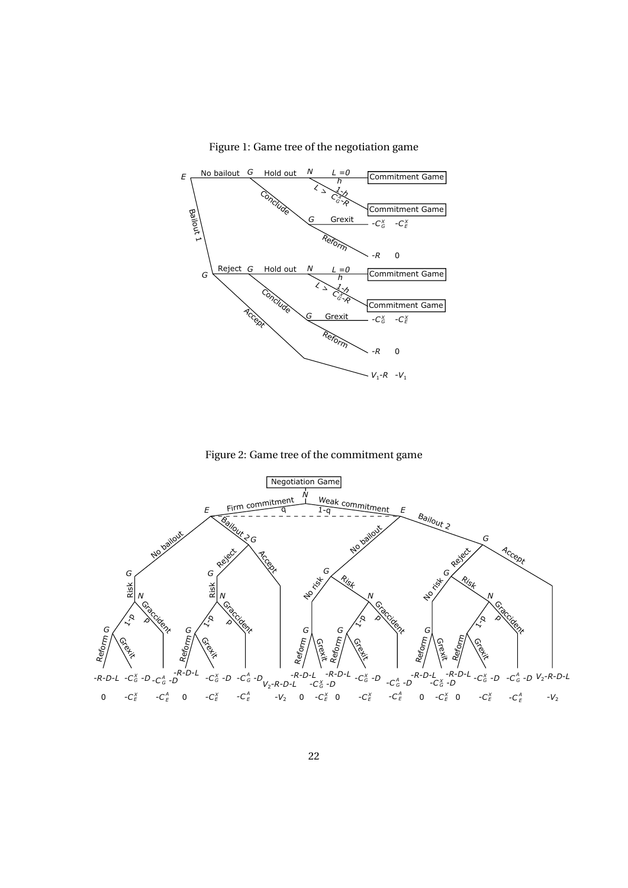Figure 1: Game tree of the negotiation game

Figure 2: Game tree of the commitment game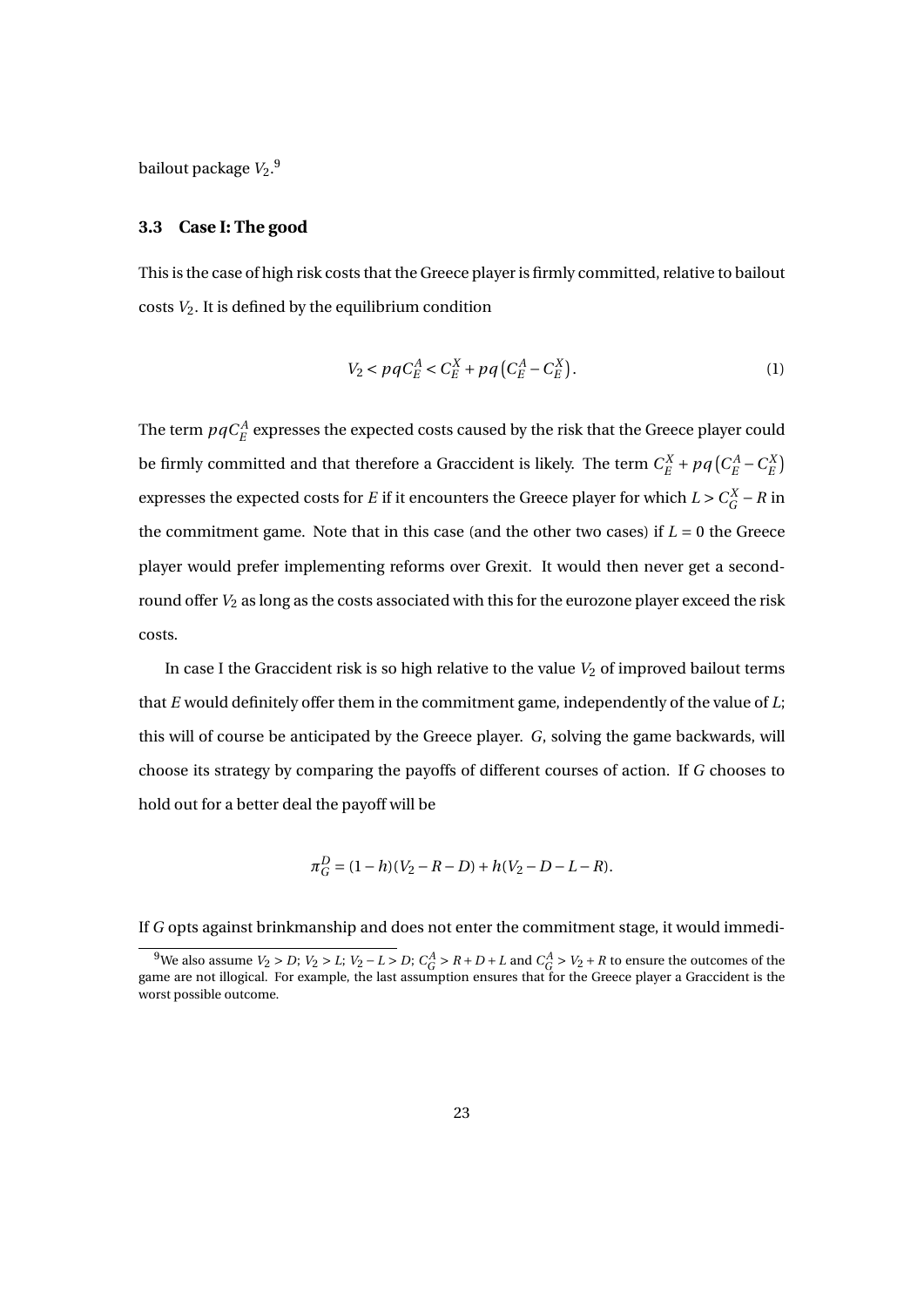bailout package $V_2$.[9]

### 3.3 Case I: The good

This is the case of high risk costs that the Greece player is firmly committed, relative to bailout costs $V_2$. It is defined by the equilibrium condition

$$V_2 < pqC_E^A < C_E^X + pq\left(C_E^A - C_E^X\right). \tag{1}$$

The term $pqC_E^A$ expresses the expected costs caused by the risk that the Greece player could be firmly committed and that therefore a Graccident is likely. The term $C_E^X + pq\left(C_E^A - C_E^X\right)$ expresses the expected costs for $E$ if it encounters the Greece player for which $L > C_G^X - R$ in the commitment game. Note that in this case (and the other two cases) if $L = 0$ the Greece player would prefer implementing reforms over Grexit. It would then never get a second-round offer $V_2$ as long as the costs associated with this for the eurozone player exceed the risk costs.

In case I the Graccident risk is so high relative to the value $V_2$ of improved bailout terms that $E$ would definitely offer them in the commitment game, independently of the value of $L$; this will of course be anticipated by the Greece player. $G$, solving the game backwards, will choose its strategy by comparing the payoffs of different courses of action. If $G$ chooses to hold out for a better deal the payoff will be

$$\pi_G^D = (1-h)(V_2 - R - D) + h(V_2 - D - L - R).$$

If $G$ opts against brinkmanship and does not enter the commitment stage, it would immedi-

[9] We also assume $V_2 > D$; $V_2 > L$; $V_2 - L > D$; $C_G^A > R + D + L$ and $C_G^A > V_2 + R$ to ensure the outcomes of the game are not illogical. For example, the last assumption ensures that for the Greece player a Graccident is the worst possible outcome.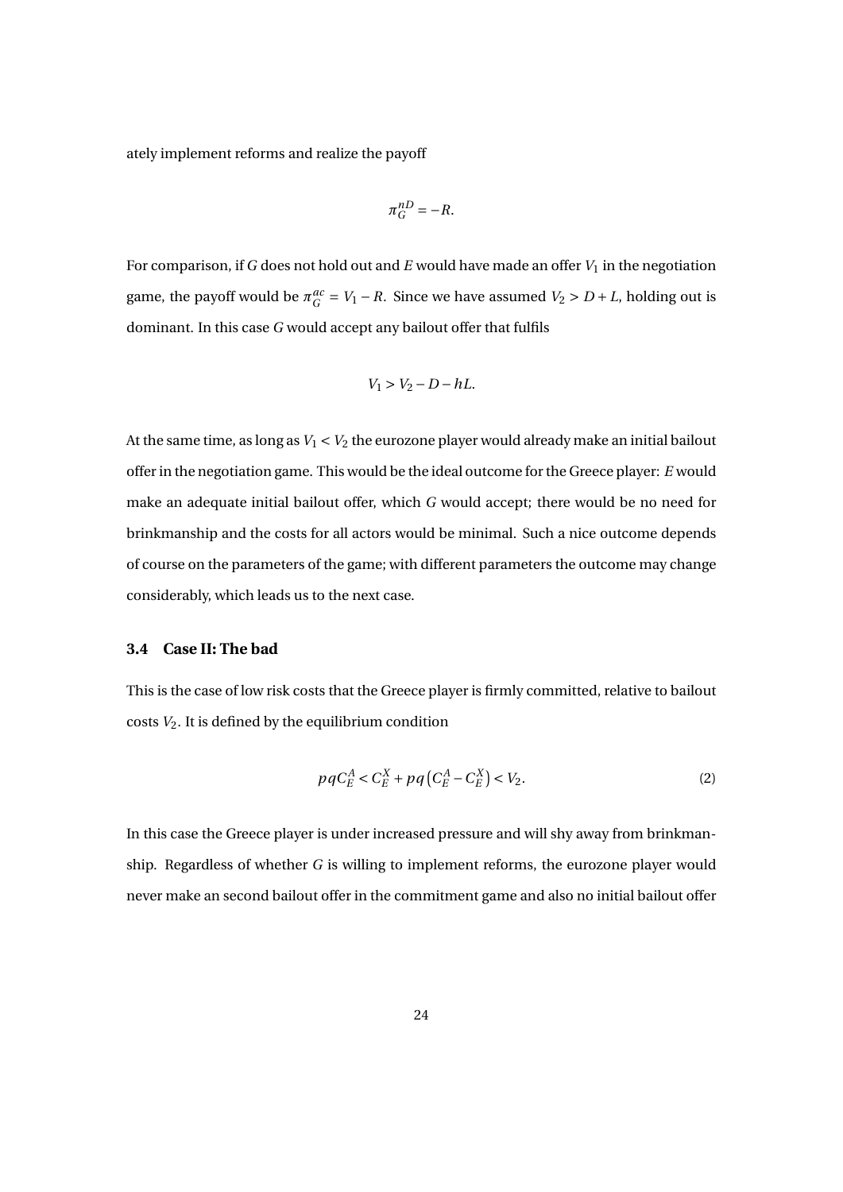ately implement reforms and realize the payoff

$$\pi_G^{nD} = -R.$$

For comparison, if $G$ does not hold out and $E$ would have made an offer $V_1$ in the negotiation game, the payoff would be $\pi_G^{ac} = V_1 - R$. Since we have assumed $V_2 > D + L$, holding out is dominant. In this case $G$ would accept any bailout offer that fulfils

$$V_1 > V_2 - D - hL.$$

At the same time, as long as $V_1 < V_2$ the eurozone player would already make an initial bailout offer in the negotiation game. This would be the ideal outcome for the Greece player: $E$ would make an adequate initial bailout offer, which $G$ would accept; there would be no need for brinkmanship and the costs for all actors would be minimal. Such a nice outcome depends of course on the parameters of the game; with different parameters the outcome may change considerably, which leads us to the next case.

### 3.4 Case II: The bad

This is the case of low risk costs that the Greece player is firmly committed, relative to bailout costs $V_2$. It is defined by the equilibrium condition

$$pqC_E^A < C_E^X + pq\left(C_E^A - C_E^X\right) < V_2. \tag{2}$$

In this case the Greece player is under increased pressure and will shy away from brinkmanship. Regardless of whether $G$ is willing to implement reforms, the eurozone player would never make an second bailout offer in the commitment game and also no initial bailout offer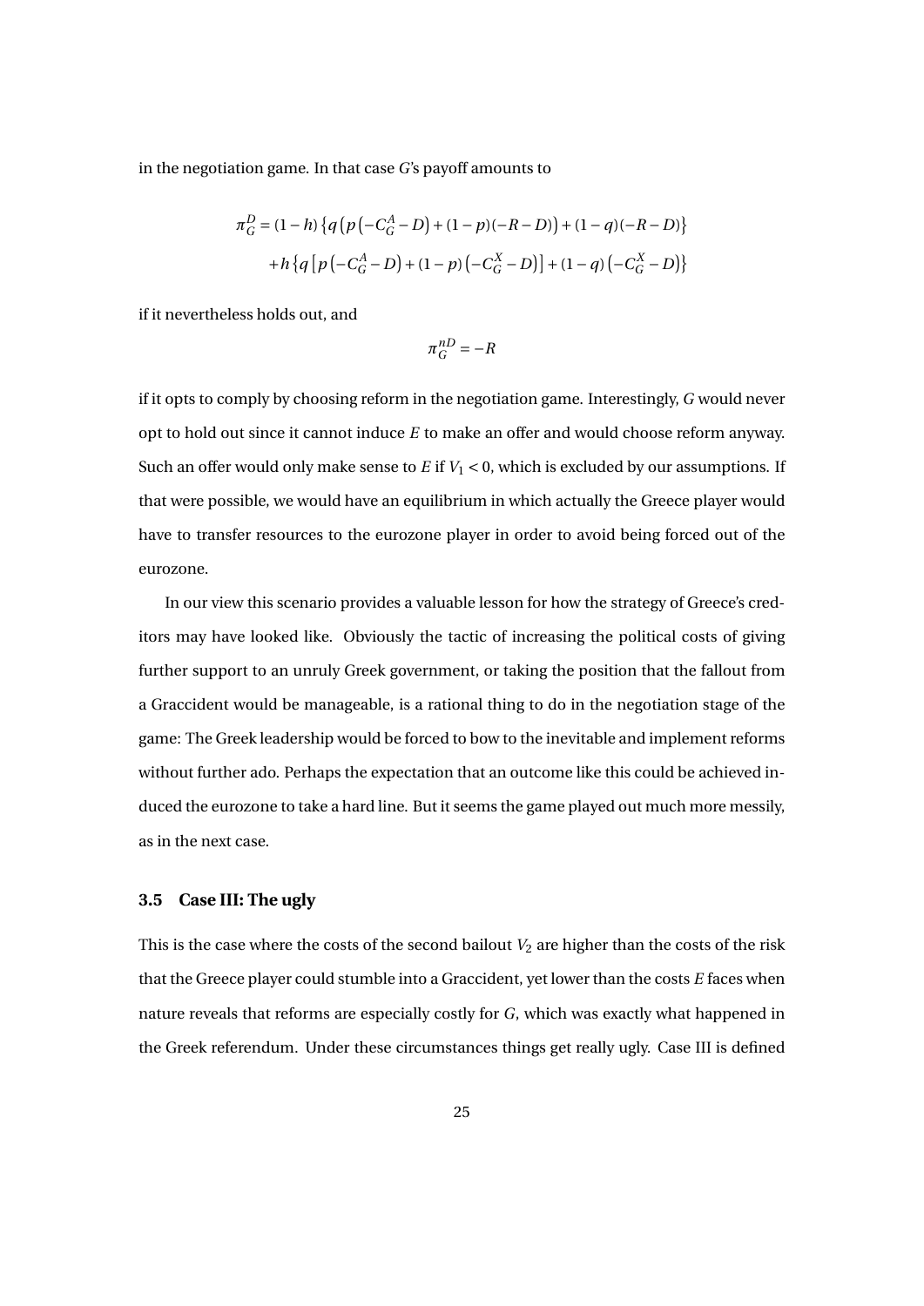in the negotiation game. In that case $G$'s payoff amounts to

$$
\begin{aligned}
\pi_G^D = (1-h)\left\{q\left(p\left(-C_G^A - D\right) + (1-p)(-R-D)\right) + (1-q)(-R-D)\right\} \\
+ h\left\{q\left[p\left(-C_G^A - D\right) + (1-p)\left(-C_G^X - D\right)\right] + (1-q)\left(-C_G^X - D\right)\right\}
\end{aligned}
$$

if it nevertheless holds out, and

$$
\pi_G^{nD} = -R
$$

if it opts to comply by choosing reform in the negotiation game. Interestingly, $G$ would never opt to hold out since it cannot induce $E$ to make an offer and would choose reform anyway. Such an offer would only make sense to $E$ if $V_1 < 0$, which is excluded by our assumptions. If that were possible, we would have an equilibrium in which actually the Greece player would have to transfer resources to the eurozone player in order to avoid being forced out of the eurozone.

In our view this scenario provides a valuable lesson for how the strategy of Greece's creditors may have looked like. Obviously the tactic of increasing the political costs of giving further support to an unruly Greek government, or taking the position that the fallout from a Graccident would be manageable, is a rational thing to do in the negotiation stage of the game: The Greek leadership would be forced to bow to the inevitable and implement reforms without further ado. Perhaps the expectation that an outcome like this could be achieved induced the eurozone to take a hard line. But it seems the game played out much more messily, as in the next case.

### 3.5 Case III: The ugly

This is the case where the costs of the second bailout $V_2$ are higher than the costs of the risk that the Greece player could stumble into a Graccident, yet lower than the costs $E$ faces when nature reveals that reforms are especially costly for $G$, which was exactly what happened in the Greek referendum. Under these circumstances things get really ugly. Case III is defined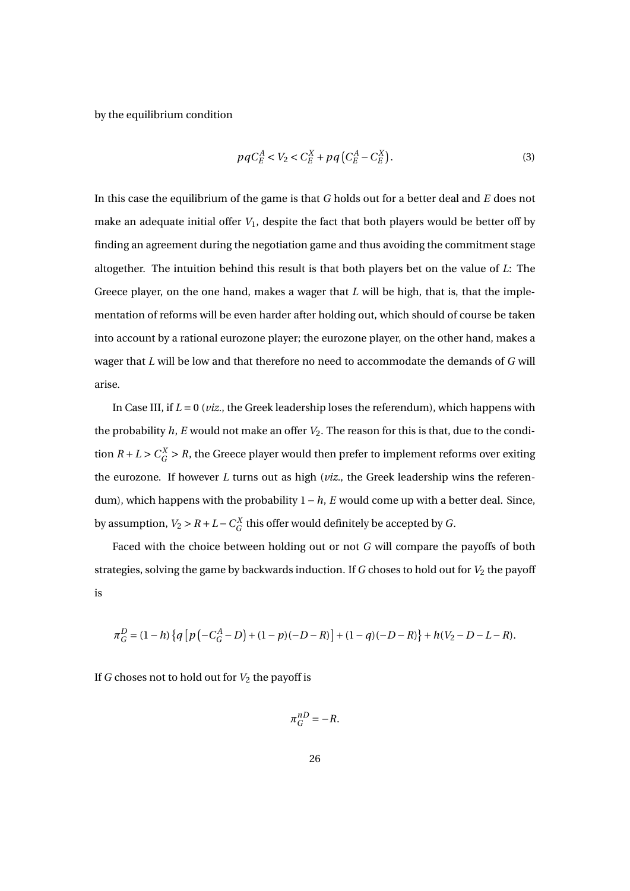by the equilibrium condition

$$pqC_E^A < V_2 < C_E^X + pq\left(C_E^A - C_E^X\right). \tag{3}$$

In this case the equilibrium of the game is that $G$ holds out for a better deal and $E$ does not make an adequate initial offer $V_1$, despite the fact that both players would be better off by finding an agreement during the negotiation game and thus avoiding the commitment stage altogether. The intuition behind this result is that both players bet on the value of $L$: The Greece player, on the one hand, makes a wager that $L$ will be high, that is, that the implementation of reforms will be even harder after holding out, which should of course be taken into account by a rational eurozone player; the eurozone player, on the other hand, makes a wager that $L$ will be low and that therefore no need to accommodate the demands of $G$ will arise.

In Case III, if $L = 0$ (*viz.*, the Greek leadership loses the referendum), which happens with the probability $h$, $E$ would not make an offer $V_2$. The reason for this is that, due to the condition $R + L > C_G^X > R$, the Greece player would then prefer to implement reforms over exiting the eurozone. If however $L$ turns out as high (*viz.*, the Greek leadership wins the referendum), which happens with the probability $1 - h$, $E$ would come up with a better deal. Since, by assumption, $V_2 > R + L - C_G^X$ this offer would definitely be accepted by $G$.

Faced with the choice between holding out or not $G$ will compare the payoffs of both strategies, solving the game by backwards induction. If $G$ choses to hold out for $V_2$ the payoff is

$$\pi_G^D = (1-h)\left\{q\left[p\left(-C_G^A - D\right) + (1-p)(-D-R)\right] + (1-q)(-D-R)\right\} + h(V_2 - D - L - R).$$

If $G$ choses not to hold out for $V_2$ the payoff is

$$\pi_G^{nD} = -R.$$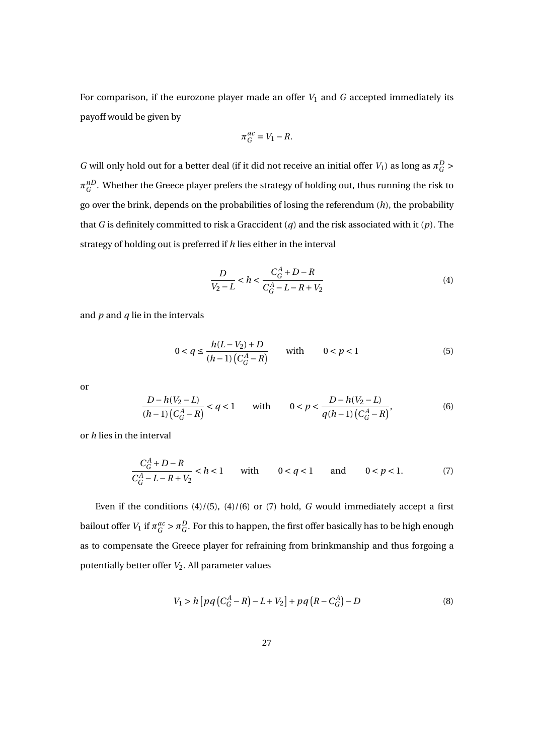For comparison, if the eurozone player made an offer $V_1$ and $G$ accepted immediately its payoff would be given by

$$\pi_G^{ac} = V_1 - R.$$

$G$ will only hold out for a better deal (if it did not receive an initial offer $V_1$) as long as $\pi_G^D > \pi_G^{nD}$. Whether the Greece player prefers the strategy of holding out, thus running the risk to go over the brink, depends on the probabilities of losing the referendum ($h$), the probability that $G$ is definitely committed to risk a Graccident ($q$) and the risk associated with it ($p$). The strategy of holding out is preferred if $h$ lies either in the interval

$$\frac{D}{V_2 - L} < h < \frac{C_G^A + D - R}{C_G^A - L - R + V_2} \tag{4}$$

and $p$ and $q$ lie in the intervals

$$0 < q \leq \frac{h(L - V_2) + D}{(h-1)\left(C_G^A - R\right)} \qquad \text{with} \qquad 0 < p < 1 \tag{5}$$

or

$$\frac{D - h(V_2 - L)}{(h-1)\left(C_G^A - R\right)} < q < 1 \qquad \text{with} \qquad 0 < p < \frac{D - h(V_2 - L)}{q(h-1)\left(C_G^A - R\right)}, \tag{6}$$

or $h$ lies in the interval

$$\frac{C_G^A + D - R}{C_G^A - L - R + V_2} < h < 1 \qquad \text{with} \qquad 0 < q < 1 \qquad \text{and} \qquad 0 < p < 1. \tag{7}$$

Even if the conditions (4)/(5), (4)/(6) or (7) hold, $G$ would immediately accept a first bailout offer $V_1$ if $\pi_G^{ac} > \pi_G^D$. For this to happen, the first offer basically has to be high enough as to compensate the Greece player for refraining from brinkmanship and thus forgoing a potentially better offer $V_2$. All parameter values

$$V_1 > h\left[pq\left(C_G^A - R\right) - L + V_2\right] + pq\left(R - C_G^A\right) - D \tag{8}$$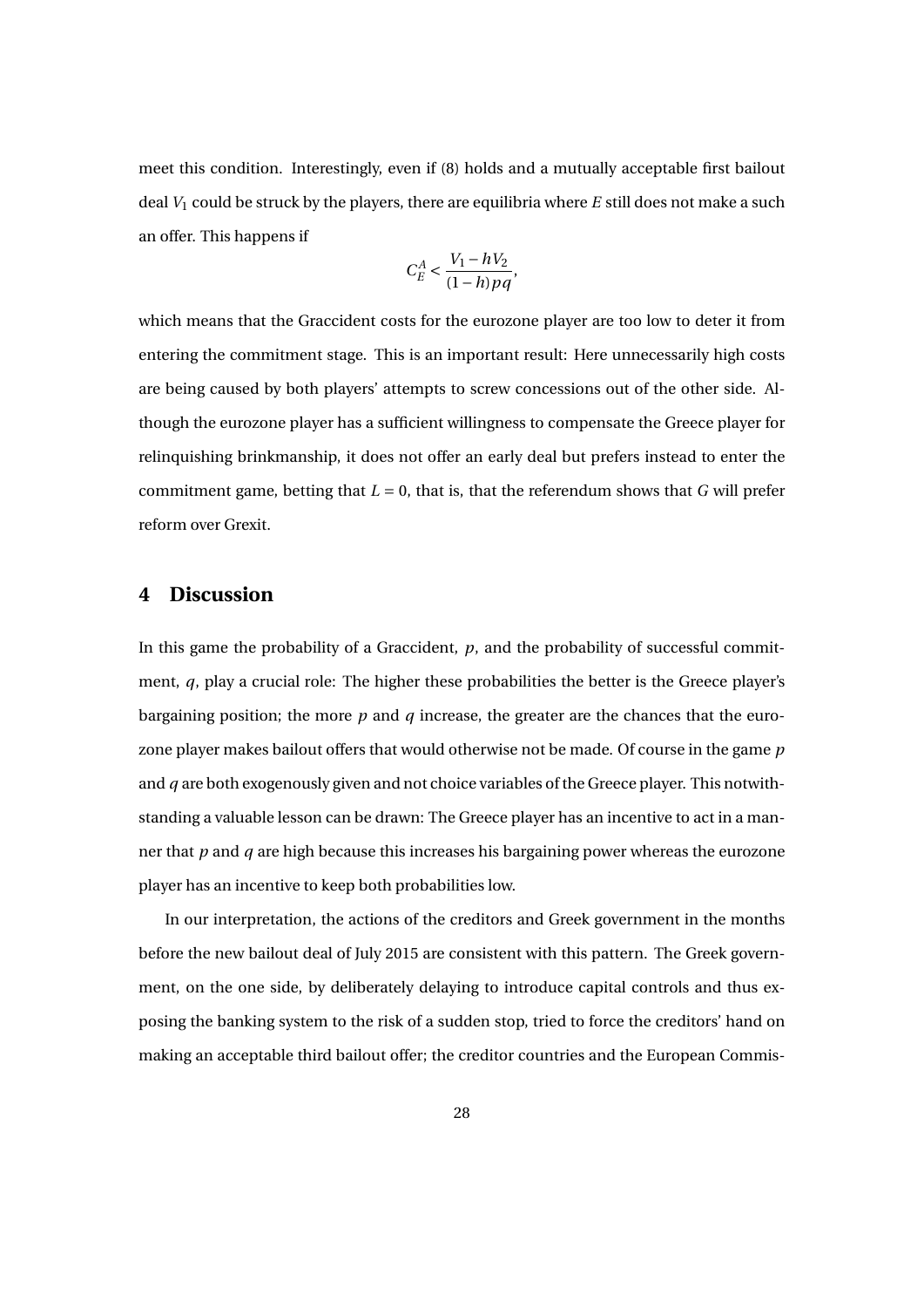meet this condition. Interestingly, even if (8) holds and a mutually acceptable first bailout deal $V_1$ could be struck by the players, there are equilibria where $E$ still does not make a such an offer. This happens if

$$C_E^A < \frac{V_1 - hV_2}{(1-h)pq},$$

which means that the Graccident costs for the eurozone player are too low to deter it from entering the commitment stage. This is an important result: Here unnecessarily high costs are being caused by both players' attempts to screw concessions out of the other side. Although the eurozone player has a sufficient willingness to compensate the Greece player for relinquishing brinkmanship, it does not offer an early deal but prefers instead to enter the commitment game, betting that $L = 0$, that is, that the referendum shows that $G$ will prefer reform over Grexit.

## 4 Discussion

In this game the probability of a Graccident, $p$, and the probability of successful commitment, $q$, play a crucial role: The higher these probabilities the better is the Greece player's bargaining position; the more $p$ and $q$ increase, the greater are the chances that the eurozone player makes bailout offers that would otherwise not be made. Of course in the game $p$ and $q$ are both exogenously given and not choice variables of the Greece player. This notwithstanding a valuable lesson can be drawn: The Greece player has an incentive to act in a manner that $p$ and $q$ are high because this increases his bargaining power whereas the eurozone player has an incentive to keep both probabilities low.

In our interpretation, the actions of the creditors and Greek government in the months before the new bailout deal of July 2015 are consistent with this pattern. The Greek government, on the one side, by deliberately delaying to introduce capital controls and thus exposing the banking system to the risk of a sudden stop, tried to force the creditors' hand on making an acceptable third bailout offer; the creditor countries and the European Commis-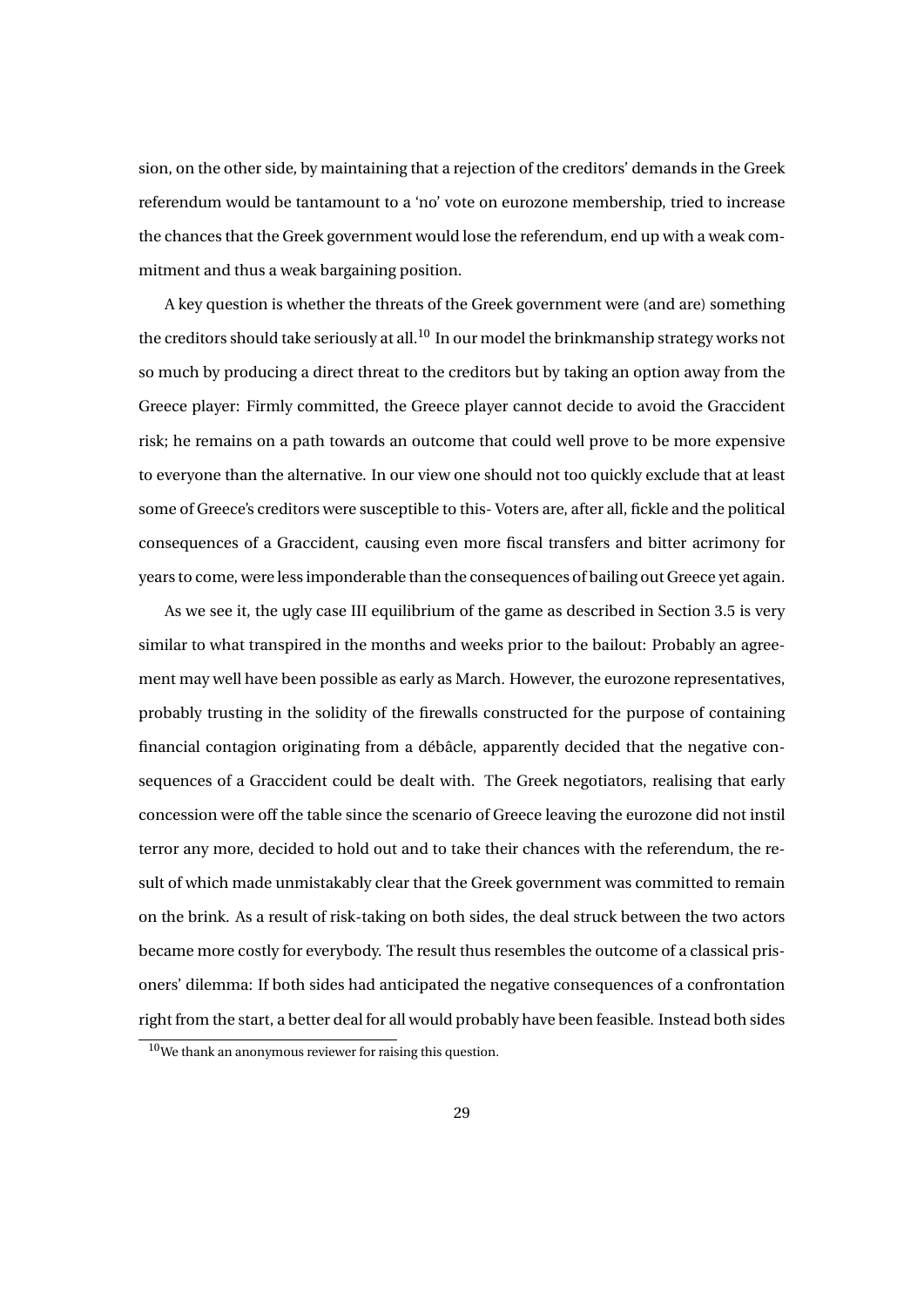sion, on the other side, by maintaining that a rejection of the creditors' demands in the Greek referendum would be tantamount to a 'no' vote on eurozone membership, tried to increase the chances that the Greek government would lose the referendum, end up with a weak commitment and thus a weak bargaining position.

A key question is whether the threats of the Greek government were (and are) something the creditors should take seriously at all.[10] In our model the brinkmanship strategy works not so much by producing a direct threat to the creditors but by taking an option away from the Greece player: Firmly committed, the Greece player cannot decide to avoid the Graccident risk; he remains on a path towards an outcome that could well prove to be more expensive to everyone than the alternative. In our view one should not too quickly exclude that at least some of Greece's creditors were susceptible to this- Voters are, after all, fickle and the political consequences of a Graccident, causing even more fiscal transfers and bitter acrimony for years to come, were less imponderable than the consequences of bailing out Greece yet again.

As we see it, the ugly case III equilibrium of the game as described in Section 3.5 is very similar to what transpired in the months and weeks prior to the bailout: Probably an agreement may well have been possible as early as March. However, the eurozone representatives, probably trusting in the solidity of the firewalls constructed for the purpose of containing financial contagion originating from a débâcle, apparently decided that the negative consequences of a Graccident could be dealt with. The Greek negotiators, realising that early concession were off the table since the scenario of Greece leaving the eurozone did not instil terror any more, decided to hold out and to take their chances with the referendum, the result of which made unmistakably clear that the Greek government was committed to remain on the brink. As a result of risk-taking on both sides, the deal struck between the two actors became more costly for everybody. The result thus resembles the outcome of a classical prisoners' dilemma: If both sides had anticipated the negative consequences of a confrontation right from the start, a better deal for all would probably have been feasible. Instead both sides

[10] We thank an anonymous reviewer for raising this question.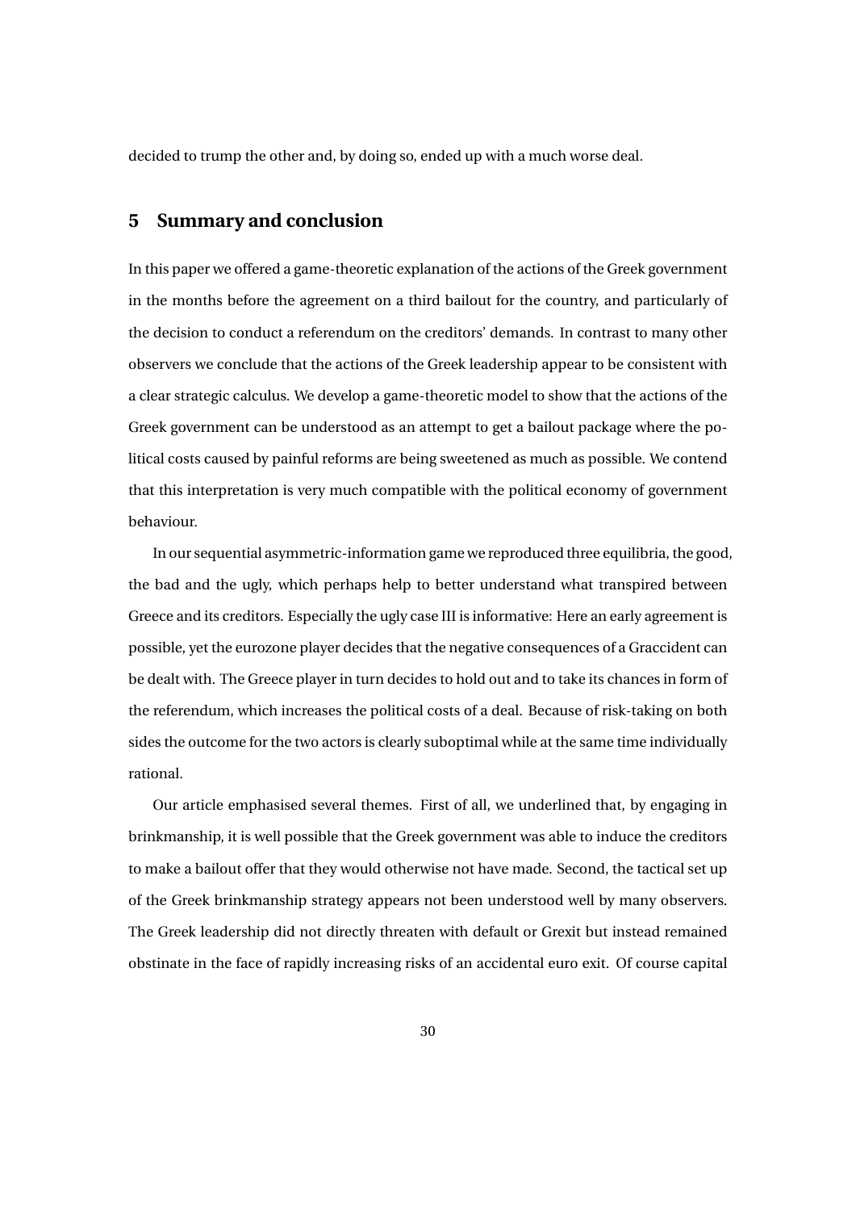decided to trump the other and, by doing so, ended up with a much worse deal.

## 5 Summary and conclusion

In this paper we offered a game-theoretic explanation of the actions of the Greek government in the months before the agreement on a third bailout for the country, and particularly of the decision to conduct a referendum on the creditors' demands. In contrast to many other observers we conclude that the actions of the Greek leadership appear to be consistent with a clear strategic calculus. We develop a game-theoretic model to show that the actions of the Greek government can be understood as an attempt to get a bailout package where the political costs caused by painful reforms are being sweetened as much as possible. We contend that this interpretation is very much compatible with the political economy of government behaviour.

In our sequential asymmetric-information game we reproduced three equilibria, the good, the bad and the ugly, which perhaps help to better understand what transpired between Greece and its creditors. Especially the ugly case III is informative: Here an early agreement is possible, yet the eurozone player decides that the negative consequences of a Graccident can be dealt with. The Greece player in turn decides to hold out and to take its chances in form of the referendum, which increases the political costs of a deal. Because of risk-taking on both sides the outcome for the two actors is clearly suboptimal while at the same time individually rational.

Our article emphasised several themes. First of all, we underlined that, by engaging in brinkmanship, it is well possible that the Greek government was able to induce the creditors to make a bailout offer that they would otherwise not have made. Second, the tactical set up of the Greek brinkmanship strategy appears not been understood well by many observers. The Greek leadership did not directly threaten with default or Grexit but instead remained obstinate in the face of rapidly increasing risks of an accidental euro exit. Of course capital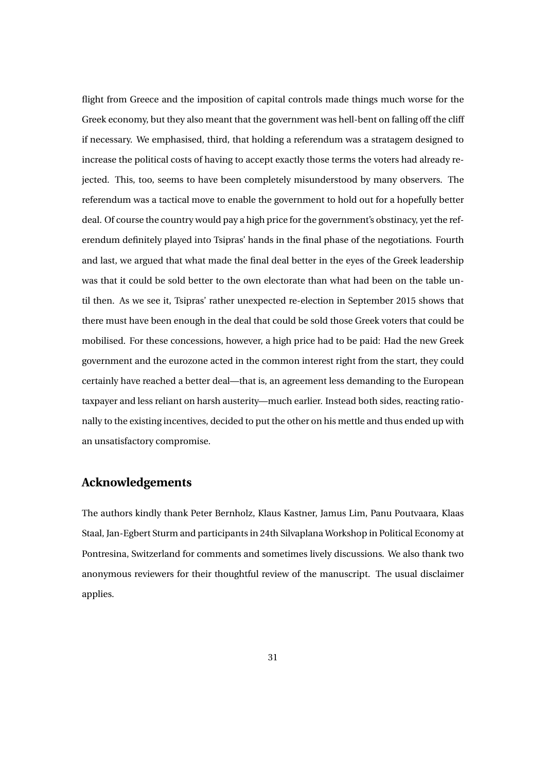flight from Greece and the imposition of capital controls made things much worse for the Greek economy, but they also meant that the government was hell-bent on falling off the cliff if necessary. We emphasised, third, that holding a referendum was a stratagem designed to increase the political costs of having to accept exactly those terms the voters had already rejected. This, too, seems to have been completely misunderstood by many observers. The referendum was a tactical move to enable the government to hold out for a hopefully better deal. Of course the country would pay a high price for the government's obstinacy, yet the referendum definitely played into Tsipras' hands in the final phase of the negotiations. Fourth and last, we argued that what made the final deal better in the eyes of the Greek leadership was that it could be sold better to the own electorate than what had been on the table until then. As we see it, Tsipras' rather unexpected re-election in September 2015 shows that there must have been enough in the deal that could be sold those Greek voters that could be mobilised. For these concessions, however, a high price had to be paid: Had the new Greek government and the eurozone acted in the common interest right from the start, they could certainly have reached a better deal—that is, an agreement less demanding to the European taxpayer and less reliant on harsh austerity—much earlier. Instead both sides, reacting rationally to the existing incentives, decided to put the other on his mettle and thus ended up with an unsatisfactory compromise.

## Acknowledgements

The authors kindly thank Peter Bernholz, Klaus Kastner, Jamus Lim, Panu Poutvaara, Klaas Staal, Jan-Egbert Sturm and participants in 24th Silvaplana Workshop in Political Economy at Pontresina, Switzerland for comments and sometimes lively discussions. We also thank two anonymous reviewers for their thoughtful review of the manuscript. The usual disclaimer applies.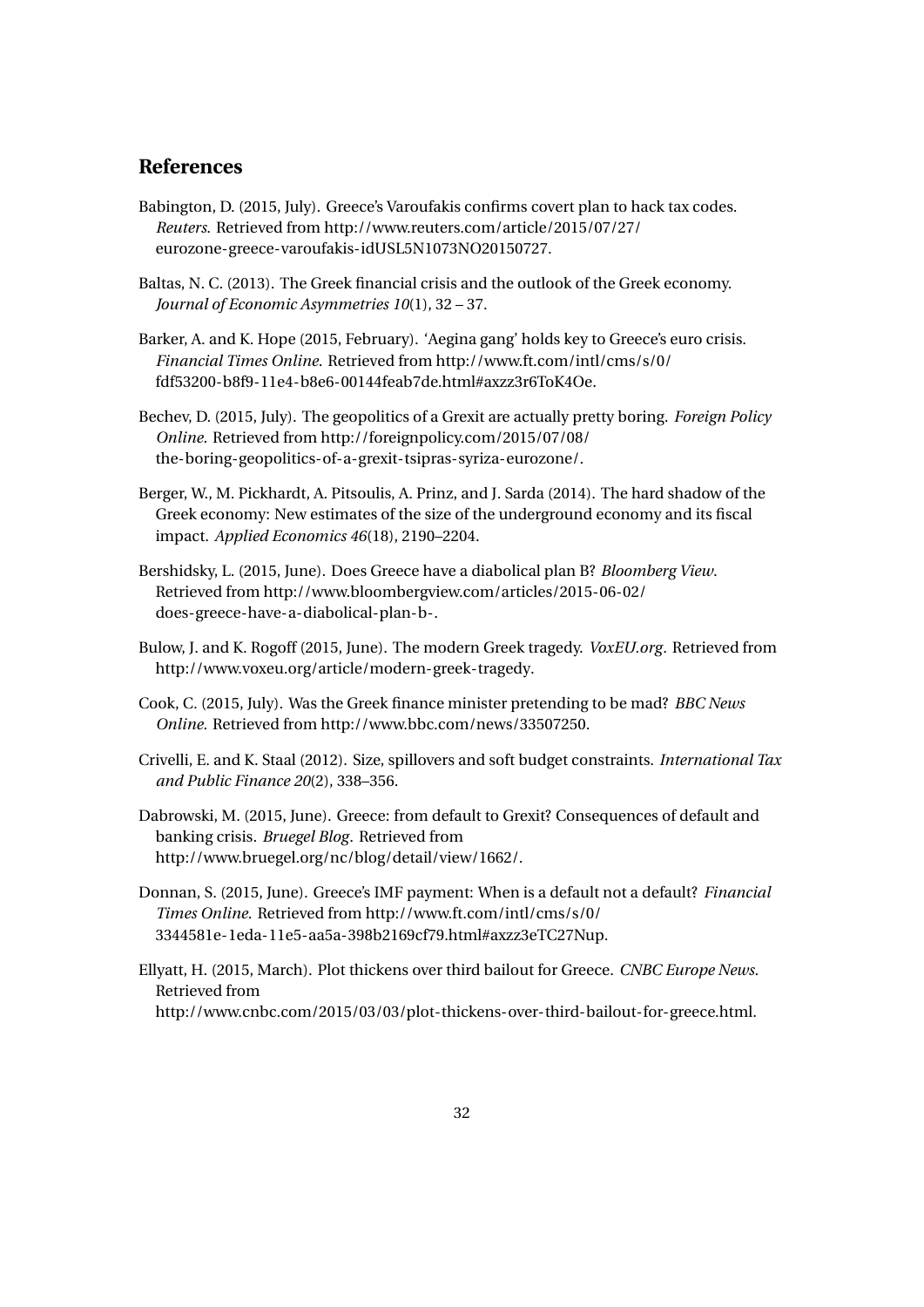## References

Babington, D. (2015, July). Greece's Varoufakis confirms covert plan to hack tax codes. *Reuters*. Retrieved from http://www.reuters.com/article/2015/07/27/eurozone-greece-varoufakis-idUSL5N1073NO20150727.

Baltas, N. C. (2013). The Greek financial crisis and the outlook of the Greek economy. *Journal of Economic Asymmetries 10*(1), 32 – 37.

Barker, A. and K. Hope (2015, February). 'Aegina gang' holds key to Greece's euro crisis. *Financial Times Online*. Retrieved from http://www.ft.com/intl/cms/s/0/fdf53200-b8f9-11e4-b8e6-00144feab7de.html#axzz3r6ToK4Oe.

Bechev, D. (2015, July). The geopolitics of a Grexit are actually pretty boring. *Foreign Policy Online*. Retrieved from http://foreignpolicy.com/2015/07/08/the-boring-geopolitics-of-a-grexit-tsipras-syriza-eurozone/.

Berger, W., M. Pickhardt, A. Pitsoulis, A. Prinz, and J. Sarda (2014). The hard shadow of the Greek economy: New estimates of the size of the underground economy and its fiscal impact. *Applied Economics 46*(18), 2190–2204.

Bershidsky, L. (2015, June). Does Greece have a diabolical plan B? *Bloomberg View*. Retrieved from http://www.bloombergview.com/articles/2015-06-02/does-greece-have-a-diabolical-plan-b-.

Bulow, J. and K. Rogoff (2015, June). The modern Greek tragedy. *VoxEU.org*. Retrieved from http://www.voxeu.org/article/modern-greek-tragedy.

Cook, C. (2015, July). Was the Greek finance minister pretending to be mad? *BBC News Online*. Retrieved from http://www.bbc.com/news/33507250.

Crivelli, E. and K. Staal (2012). Size, spillovers and soft budget constraints. *International Tax and Public Finance 20*(2), 338–356.

Dabrowski, M. (2015, June). Greece: from default to Grexit? Consequences of default and banking crisis. *Bruegel Blog*. Retrieved from http://www.bruegel.org/nc/blog/detail/view/1662/.

Donnan, S. (2015, June). Greece's IMF payment: When is a default not a default? *Financial Times Online*. Retrieved from http://www.ft.com/intl/cms/s/0/3344581e-1eda-11e5-aa5a-398b2169cf79.html#axzz3eTC27Nup.

Ellyatt, H. (2015, March). Plot thickens over third bailout for Greece. *CNBC Europe News*. Retrieved from http://www.cnbc.com/2015/03/03/plot-thickens-over-third-bailout-for-greece.html.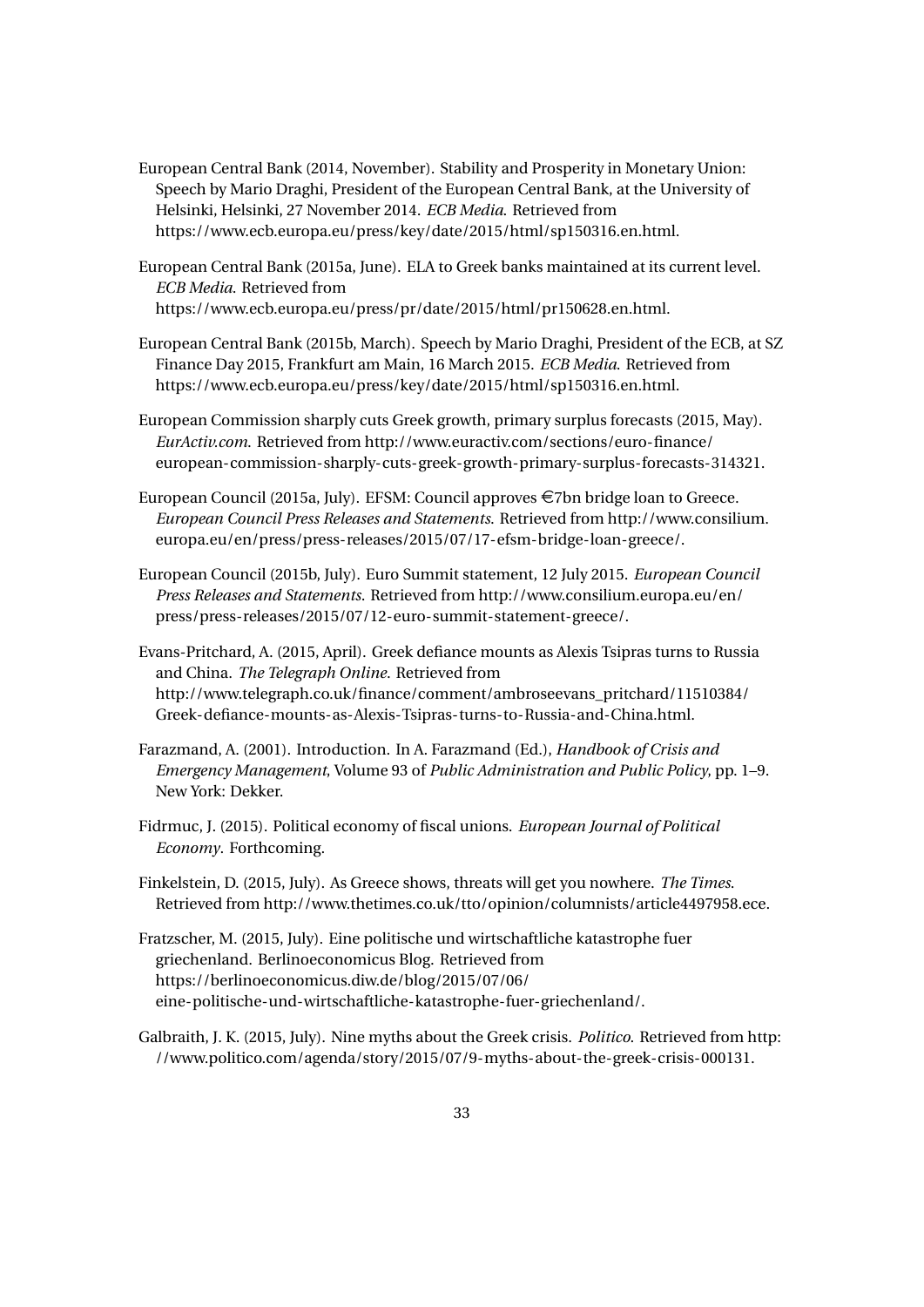European Central Bank (2014, November). Stability and Prosperity in Monetary Union: Speech by Mario Draghi, President of the European Central Bank, at the University of Helsinki, Helsinki, 27 November 2014. *ECB Media*. Retrieved from https://www.ecb.europa.eu/press/key/date/2015/html/sp150316.en.html.

European Central Bank (2015a, June). ELA to Greek banks maintained at its current level. *ECB Media*. Retrieved from https://www.ecb.europa.eu/press/pr/date/2015/html/pr150628.en.html.

European Central Bank (2015b, March). Speech by Mario Draghi, President of the ECB, at SZ Finance Day 2015, Frankfurt am Main, 16 March 2015. *ECB Media*. Retrieved from https://www.ecb.europa.eu/press/key/date/2015/html/sp150316.en.html.

European Commission sharply cuts Greek growth, primary surplus forecasts (2015, May). *EurActiv.com*. Retrieved from http://www.euractiv.com/sections/euro-finance/european-commission-sharply-cuts-greek-growth-primary-surplus-forecasts-314321.

European Council (2015a, July). EFSM: Council approves €7bn bridge loan to Greece. *European Council Press Releases and Statements*. Retrieved from http://www.consilium.europa.eu/en/press/press-releases/2015/07/17-efsm-bridge-loan-greece/.

European Council (2015b, July). Euro Summit statement, 12 July 2015. *European Council Press Releases and Statements*. Retrieved from http://www.consilium.europa.eu/en/press/press-releases/2015/07/12-euro-summit-statement-greece/.

Evans-Pritchard, A. (2015, April). Greek defiance mounts as Alexis Tsipras turns to Russia and China. *The Telegraph Online*. Retrieved from http://www.telegraph.co.uk/finance/comment/ambroseevans_pritchard/11510384/Greek-defiance-mounts-as-Alexis-Tsipras-turns-to-Russia-and-China.html.

Farazmand, A. (2001). Introduction. In A. Farazmand (Ed.), *Handbook of Crisis and Emergency Management*, Volume 93 of *Public Administration and Public Policy*, pp. 1–9. New York: Dekker.

Fidrmuc, J. (2015). Political economy of fiscal unions. *European Journal of Political Economy*. Forthcoming.

Finkelstein, D. (2015, July). As Greece shows, threats will get you nowhere. *The Times*. Retrieved from http://www.thetimes.co.uk/tto/opinion/columnists/article4497958.ece.

Fratzscher, M. (2015, July). Eine politische und wirtschaftliche katastrophe fuer griechenland. Berlinoeconomicus Blog. Retrieved from https://berlinoeconomicus.diw.de/blog/2015/07/06/eine-politische-und-wirtschaftliche-katastrophe-fuer-griechenland/.

Galbraith, J. K. (2015, July). Nine myths about the Greek crisis. *Politico*. Retrieved from http://www.politico.com/agenda/story/2015/07/9-myths-about-the-greek-crisis-000131.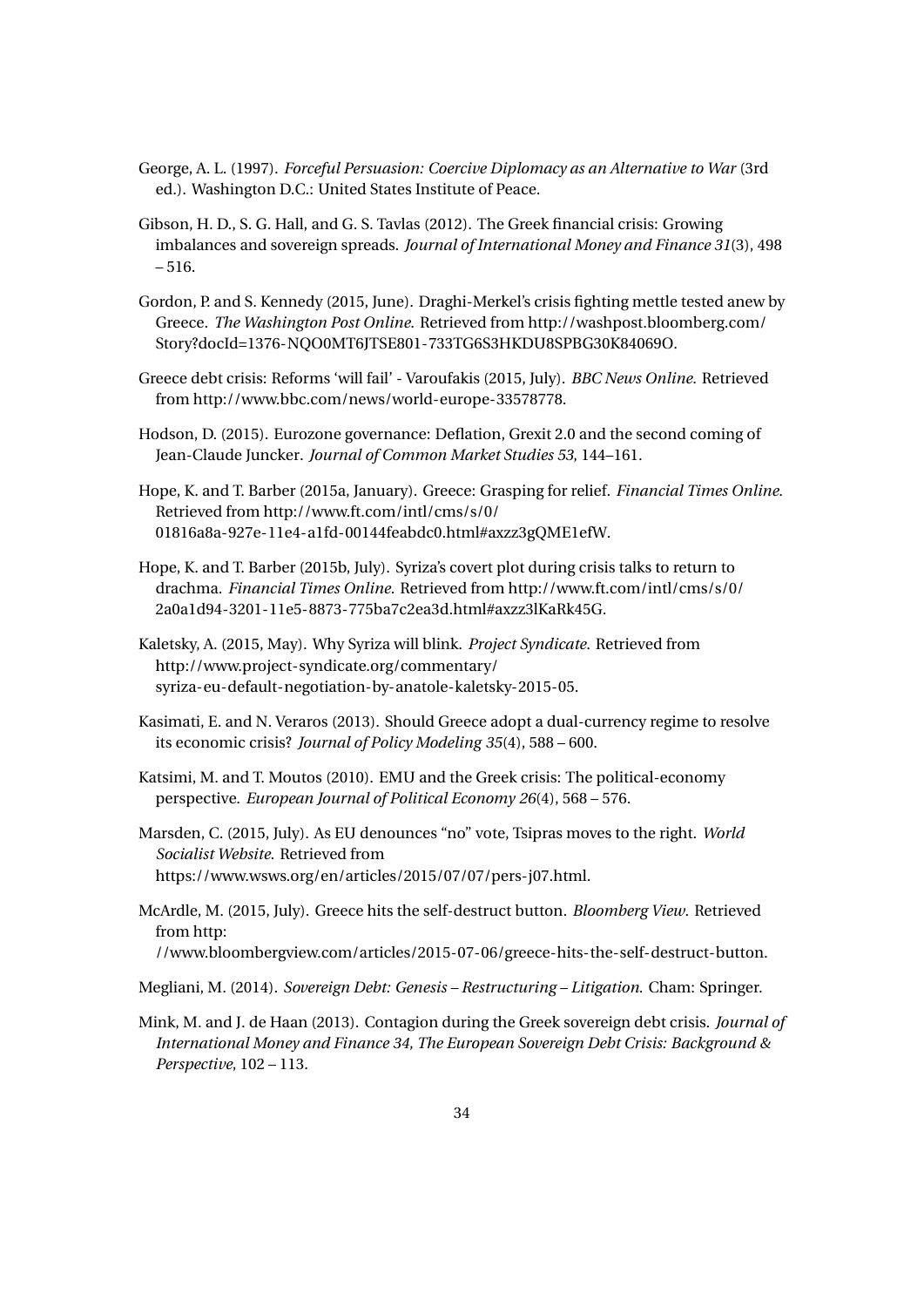George, A. L. (1997). *Forceful Persuasion: Coercive Diplomacy as an Alternative to War* (3rd ed.). Washington D.C.: United States Institute of Peace.

Gibson, H. D., S. G. Hall, and G. S. Tavlas (2012). The Greek financial crisis: Growing imbalances and sovereign spreads. *Journal of International Money and Finance 31*(3), 498 – 516.

Gordon, P. and S. Kennedy (2015, June). Draghi-Merkel's crisis fighting mettle tested anew by Greece. *The Washington Post Online*. Retrieved from http://washpost.bloomberg.com/Story?docId=1376-NQO0MT6JTSE801-733TG6S3HKDU8SPBG30K84069O.

Greece debt crisis: Reforms 'will fail' - Varoufakis (2015, July). *BBC News Online*. Retrieved from http://www.bbc.com/news/world-europe-33578778.

Hodson, D. (2015). Eurozone governance: Deflation, Grexit 2.0 and the second coming of Jean-Claude Juncker. *Journal of Common Market Studies 53*, 144–161.

Hope, K. and T. Barber (2015a, January). Greece: Grasping for relief. *Financial Times Online*. Retrieved from http://www.ft.com/intl/cms/s/0/01816a8a-927e-11e4-a1fd-00144feabdc0.html#axzz3gQME1efW.

Hope, K. and T. Barber (2015b, July). Syriza's covert plot during crisis talks to return to drachma. *Financial Times Online*. Retrieved from http://www.ft.com/intl/cms/s/0/2a0a1d94-3201-11e5-8873-775ba7c2ea3d.html#axzz3lKaRk45G.

Kaletsky, A. (2015, May). Why Syriza will blink. *Project Syndicate*. Retrieved from http://www.project-syndicate.org/commentary/syriza-eu-default-negotiation-by-anatole-kaletsky-2015-05.

Kasimati, E. and N. Veraros (2013). Should Greece adopt a dual-currency regime to resolve its economic crisis? *Journal of Policy Modeling 35*(4), 588 – 600.

Katsimi, M. and T. Moutos (2010). EMU and the Greek crisis: The political-economy perspective. *European Journal of Political Economy 26*(4), 568 – 576.

Marsden, C. (2015, July). As EU denounces "no" vote, Tsipras moves to the right. *World Socialist Website*. Retrieved from https://www.wsws.org/en/articles/2015/07/07/pers-j07.html.

McArdle, M. (2015, July). Greece hits the self-destruct button. *Bloomberg View*. Retrieved from http://www.bloombergview.com/articles/2015-07-06/greece-hits-the-self-destruct-button.

Megliani, M. (2014). *Sovereign Debt: Genesis – Restructuring – Litigation*. Cham: Springer.

Mink, M. and J. de Haan (2013). Contagion during the Greek sovereign debt crisis. *Journal of International Money and Finance 34, The European Sovereign Debt Crisis: Background & Perspective*, 102 – 113.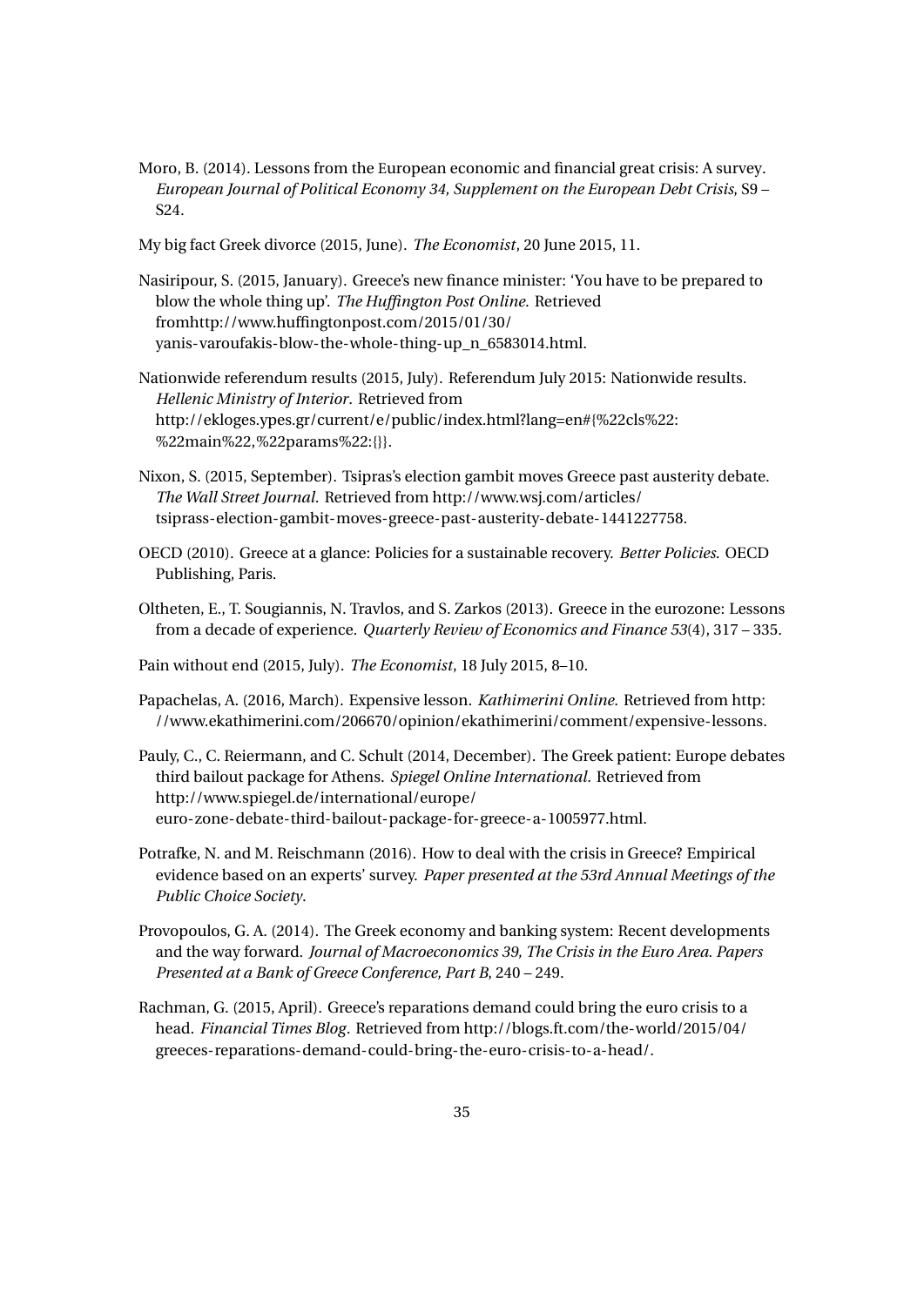Moro, B. (2014). Lessons from the European economic and financial great crisis: A survey. *European Journal of Political Economy 34, Supplement on the European Debt Crisis*, S9 – S24.

My big fact Greek divorce (2015, June). *The Economist*, 20 June 2015, 11.

Nasiripour, S. (2015, January). Greece's new finance minister: 'You have to be prepared to blow the whole thing up'. *The Huffington Post Online*. Retrieved fromhttp://www.huffingtonpost.com/2015/01/30/yanis-varoufakis-blow-the-whole-thing-up_n_6583014.html.

Nationwide referendum results (2015, July). Referendum July 2015: Nationwide results. *Hellenic Ministry of Interior*. Retrieved from http://ekloges.ypes.gr/current/e/public/index.html?lang=en#{%22cls%22:%22main%22,%22params%22:{}}.

Nixon, S. (2015, September). Tsipras's election gambit moves Greece past austerity debate. *The Wall Street Journal*. Retrieved from http://www.wsj.com/articles/tsiprass-election-gambit-moves-greece-past-austerity-debate-1441227758.

OECD (2010). Greece at a glance: Policies for a sustainable recovery. *Better Policies*. OECD Publishing, Paris.

Oltheten, E., T. Sougiannis, N. Travlos, and S. Zarkos (2013). Greece in the eurozone: Lessons from a decade of experience. *Quarterly Review of Economics and Finance 53*(4), 317 – 335.

Pain without end (2015, July). *The Economist*, 18 July 2015, 8–10.

Papachelas, A. (2016, March). Expensive lesson. *Kathimerini Online*. Retrieved from http://www.ekathimerini.com/206670/opinion/ekathimerini/comment/expensive-lessons.

Pauly, C., C. Reiermann, and C. Schult (2014, December). The Greek patient: Europe debates third bailout package for Athens. *Spiegel Online International*. Retrieved from http://www.spiegel.de/international/europe/euro-zone-debate-third-bailout-package-for-greece-a-1005977.html.

Potrafke, N. and M. Reischmann (2016). How to deal with the crisis in Greece? Empirical evidence based on an experts' survey. *Paper presented at the 53rd Annual Meetings of the Public Choice Society*.

Provopoulos, G. A. (2014). The Greek economy and banking system: Recent developments and the way forward. *Journal of Macroeconomics 39, The Crisis in the Euro Area. Papers Presented at a Bank of Greece Conference, Part B*, 240 – 249.

Rachman, G. (2015, April). Greece's reparations demand could bring the euro crisis to a head. *Financial Times Blog*. Retrieved from http://blogs.ft.com/the-world/2015/04/greeces-reparations-demand-could-bring-the-euro-crisis-to-a-head/.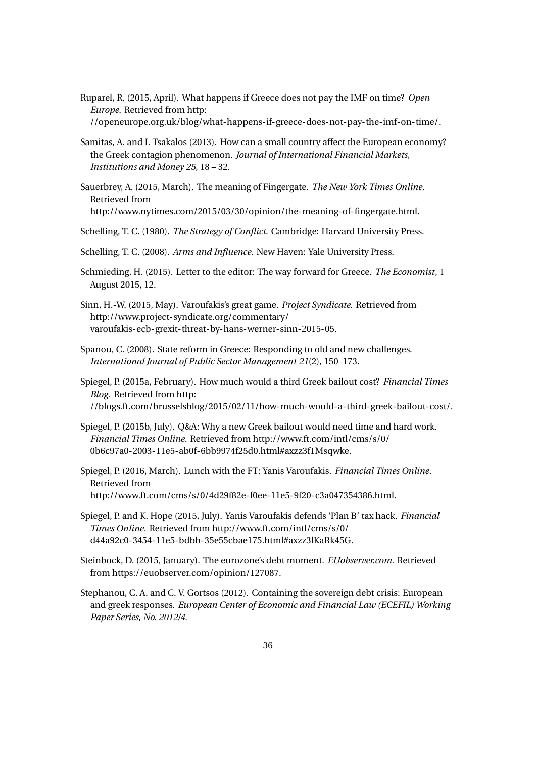Ruparel, R. (2015, April). What happens if Greece does not pay the IMF on time? *Open Europe*. Retrieved from http://openeurope.org.uk/blog/what-happens-if-greece-does-not-pay-the-imf-on-time/.

Samitas, A. and I. Tsakalos (2013). How can a small country affect the European economy? the Greek contagion phenomenon. *Journal of International Financial Markets, Institutions and Money 25*, 18 – 32.

Sauerbrey, A. (2015, March). The meaning of Fingergate. *The New York Times Online*. Retrieved from http://www.nytimes.com/2015/03/30/opinion/the-meaning-of-fingergate.html.

Schelling, T. C. (1980). *The Strategy of Conflict*. Cambridge: Harvard University Press.

Schelling, T. C. (2008). *Arms and Influence*. New Haven: Yale University Press.

Schmieding, H. (2015). Letter to the editor: The way forward for Greece. *The Economist*, 1 August 2015, 12.

Sinn, H.-W. (2015, May). Varoufakis's great game. *Project Syndicate*. Retrieved from http://www.project-syndicate.org/commentary/varoufakis-ecb-grexit-threat-by-hans-werner-sinn-2015-05.

Spanou, C. (2008). State reform in Greece: Responding to old and new challenges. *International Journal of Public Sector Management 21*(2), 150–173.

Spiegel, P. (2015a, February). How much would a third Greek bailout cost? *Financial Times Blog*. Retrieved from http://blogs.ft.com/brusselsblog/2015/02/11/how-much-would-a-third-greek-bailout-cost/.

Spiegel, P. (2015b, July). Q&A: Why a new Greek bailout would need time and hard work. *Financial Times Online*. Retrieved from http://www.ft.com/intl/cms/s/0/0b6c97a0-2003-11e5-ab0f-6bb9974f25d0.html#axzz3f1Msqwke.

Spiegel, P. (2016, March). Lunch with the FT: Yanis Varoufakis. *Financial Times Online*. Retrieved from http://www.ft.com/cms/s/0/4d29f82e-f0ee-11e5-9f20-c3a047354386.html.

Spiegel, P. and K. Hope (2015, July). Yanis Varoufakis defends 'Plan B' tax hack. *Financial Times Online*. Retrieved from http://www.ft.com/intl/cms/s/0/d44a92c0-3454-11e5-bdbb-35e55cbae175.html#axzz3lKaRk45G.

Steinbock, D. (2015, January). The eurozone's debt moment. *EUobserver.com*. Retrieved from https://euobserver.com/opinion/127087.

Stephanou, C. A. and C. V. Gortsos (2012). Containing the sovereign debt crisis: European and greek responses. *European Center of Economic and Financial Law (ECEFIL) Working Paper Series, No. 2012/4*.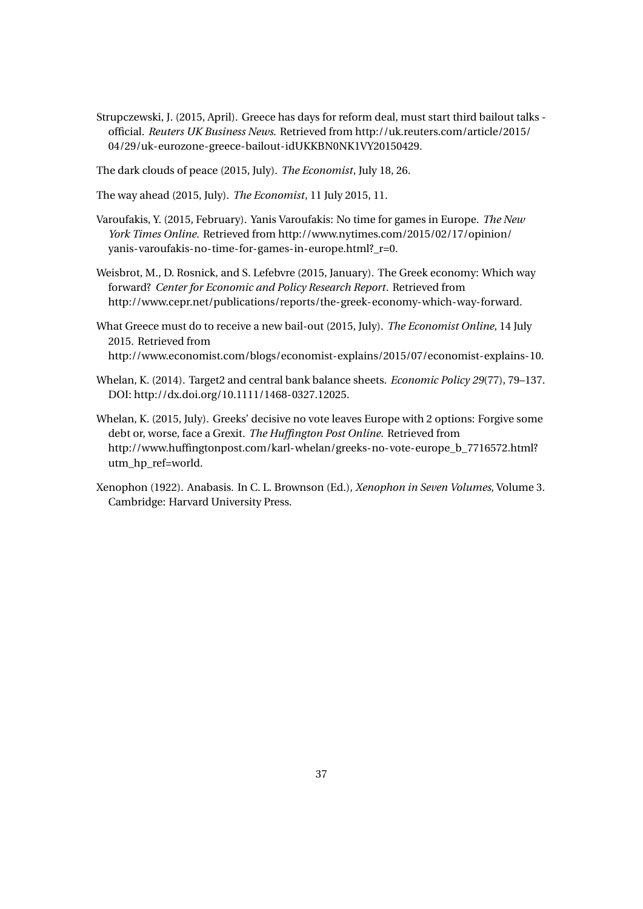Strupczewski, J. (2015, April). Greece has days for reform deal, must start third bailout talks - official. *Reuters UK Business News*. Retrieved from http://uk.reuters.com/article/2015/04/29/uk-eurozone-greece-bailout-idUKKBN0NK1VY20150429.

The dark clouds of peace (2015, July). *The Economist*, July 18, 26.

The way ahead (2015, July). *The Economist*, 11 July 2015, 11.

Varoufakis, Y. (2015, February). Yanis Varoufakis: No time for games in Europe. *The New York Times Online*. Retrieved from http://www.nytimes.com/2015/02/17/opinion/yanis-varoufakis-no-time-for-games-in-europe.html?_r=0.

Weisbrot, M., D. Rosnick, and S. Lefebvre (2015, January). The Greek economy: Which way forward? *Center for Economic and Policy Research Report*. Retrieved from http://www.cepr.net/publications/reports/the-greek-economy-which-way-forward.

What Greece must do to receive a new bail-out (2015, July). *The Economist Online*, 14 July 2015. Retrieved from http://www.economist.com/blogs/economist-explains/2015/07/economist-explains-10.

Whelan, K. (2014). Target2 and central bank balance sheets. *Economic Policy 29*(77), 79–137. DOI: http://dx.doi.org/10.1111/1468-0327.12025.

Whelan, K. (2015, July). Greeks' decisive no vote leaves Europe with 2 options: Forgive some debt or, worse, face a Grexit. *The Huffington Post Online*. Retrieved from http://www.huffingtonpost.com/karl-whelan/greeks-no-vote-europe_b_7716572.html?utm_hp_ref=world.

Xenophon (1922). Anabasis. In C. L. Brownson (Ed.), *Xenophon in Seven Volumes*, Volume 3. Cambridge: Harvard University Press.